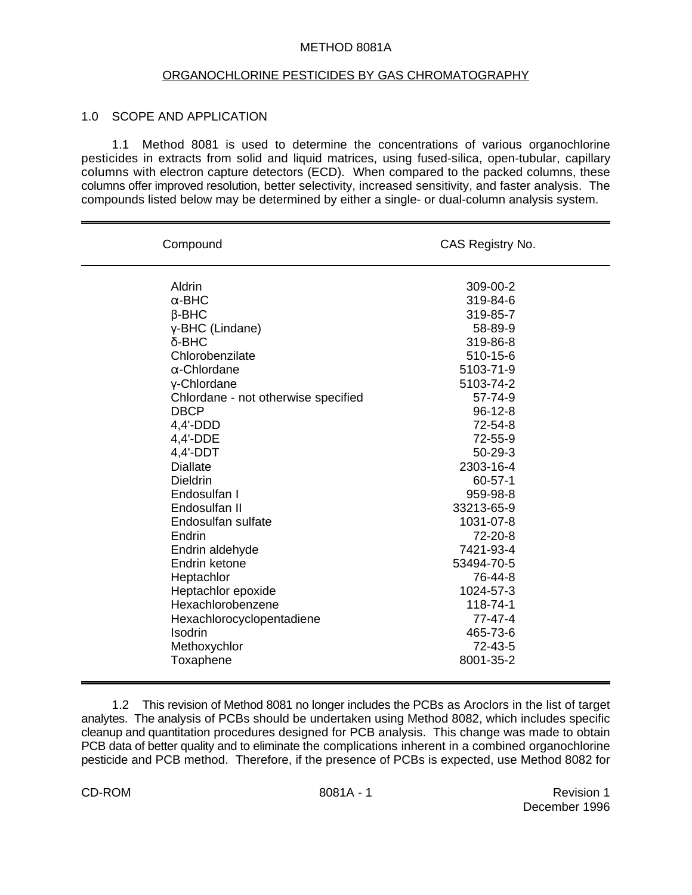# METHOD 8081A

## ORGANOCHLORINE PESTICIDES BY GAS CHROMATOGRAPHY

### 1.0 SCOPE AND APPLICATION

1.1 Method 8081 is used to determine the concentrations of various organochlorine pesticides in extracts from solid and liquid matrices, using fused-silica, open-tubular, capillary columns with electron capture detectors (ECD). When compared to the packed columns, these columns offer improved resolution, better selectivity, increased sensitivity, and faster analysis. The compounds listed below may be determined by either a single- or dual-column analysis system.

| Compound | CAS Registry No. |
|---|---|
| Aldrin | 309-00-2 |
| α-BHC | 319-84-6 |
| β-BHC | 319-85-7 |
| γ-BHC (Lindane) | 58-89-9 |
| δ-BHC | 319-86-8 |
| Chlorobenzilate | 510-15-6 |
| α-Chlordane | 5103-71-9 |
| γ-Chlordane | 5103-74-2 |
| Chlordane - not otherwise specified | 57-74-9 |
| DBCP | 96-12-8 |
| 4,4'-DDD | 72-54-8 |
| 4,4'-DDE | 72-55-9 |
| 4,4'-DDT | 50-29-3 |
| Diallate | 2303-16-4 |
| Dieldrin | 60-57-1 |
| Endosulfan I | 959-98-8 |
| Endosulfan II | 33213-65-9 |
| Endosulfan sulfate | 1031-07-8 |
| Endrin | 72-20-8 |
| Endrin aldehyde | 7421-93-4 |
| Endrin ketone | 53494-70-5 |
| Heptachlor | 76-44-8 |
| Heptachlor epoxide | 1024-57-3 |
| Hexachlorobenzene | 118-74-1 |
| Hexachlorocyclopentadiene | 77-47-4 |
| Isodrin | 465-73-6 |
| Methoxychlor | 72-43-5 |
| Toxaphene | 8001-35-2 |

1.2 This revision of Method 8081 no longer includes the PCBs as Aroclors in the list of target analytes. The analysis of PCBs should be undertaken using Method 8082, which includes specific cleanup and quantitation procedures designed for PCB analysis. This change was made to obtain PCB data of better quality and to eliminate the complications inherent in a combined organochlorine pesticide and PCB method. Therefore, if the presence of PCBs is expected, use Method 8082 for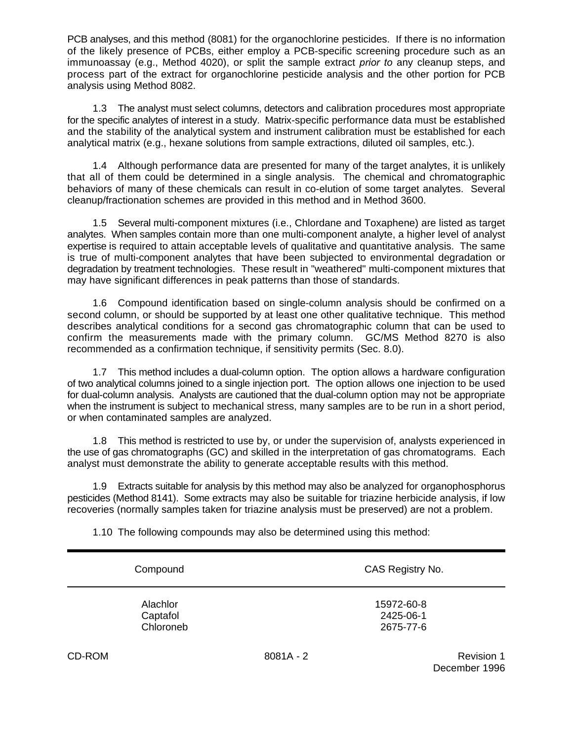PCB analyses, and this method (8081) for the organochlorine pesticides. If there is no information of the likely presence of PCBs, either employ a PCB-specific screening procedure such as an immunoassay (e.g., Method 4020), or split the sample extract *prior to* any cleanup steps, and process part of the extract for organochlorine pesticide analysis and the other portion for PCB analysis using Method 8082.

1.3 The analyst must select columns, detectors and calibration procedures most appropriate for the specific analytes of interest in a study. Matrix-specific performance data must be established and the stability of the analytical system and instrument calibration must be established for each analytical matrix (e.g., hexane solutions from sample extractions, diluted oil samples, etc.).

1.4 Although performance data are presented for many of the target analytes, it is unlikely that all of them could be determined in a single analysis. The chemical and chromatographic behaviors of many of these chemicals can result in co-elution of some target analytes. Several cleanup/fractionation schemes are provided in this method and in Method 3600.

1.5 Several multi-component mixtures (i.e., Chlordane and Toxaphene) are listed as target analytes. When samples contain more than one multi-component analyte, a higher level of analyst expertise is required to attain acceptable levels of qualitative and quantitative analysis. The same is true of multi-component analytes that have been subjected to environmental degradation or degradation by treatment technologies. These result in "weathered" multi-component mixtures that may have significant differences in peak patterns than those of standards.

1.6 Compound identification based on single-column analysis should be confirmed on a second column, or should be supported by at least one other qualitative technique. This method describes analytical conditions for a second gas chromatographic column that can be used to confirm the measurements made with the primary column. GC/MS Method 8270 is also recommended as a confirmation technique, if sensitivity permits (Sec. 8.0).

1.7 This method includes a dual-column option. The option allows a hardware configuration of two analytical columns joined to a single injection port. The option allows one injection to be used for dual-column analysis. Analysts are cautioned that the dual-column option may not be appropriate when the instrument is subject to mechanical stress, many samples are to be run in a short period, or when contaminated samples are analyzed.

1.8 This method is restricted to use by, or under the supervision of, analysts experienced in the use of gas chromatographs (GC) and skilled in the interpretation of gas chromatograms. Each analyst must demonstrate the ability to generate acceptable results with this method.

1.9 Extracts suitable for analysis by this method may also be analyzed for organophosphorus pesticides (Method 8141). Some extracts may also be suitable for triazine herbicide analysis, if low recoveries (normally samples taken for triazine analysis must be preserved) are not a problem.

1.10 The following compounds may also be determined using this method:

| Compound | CAS Registry No. |
|---|---|
| Alachlor | 15972-60-8 |
| Captafol | 2425-06-1 |
| Chloroneb | 2675-77-6 |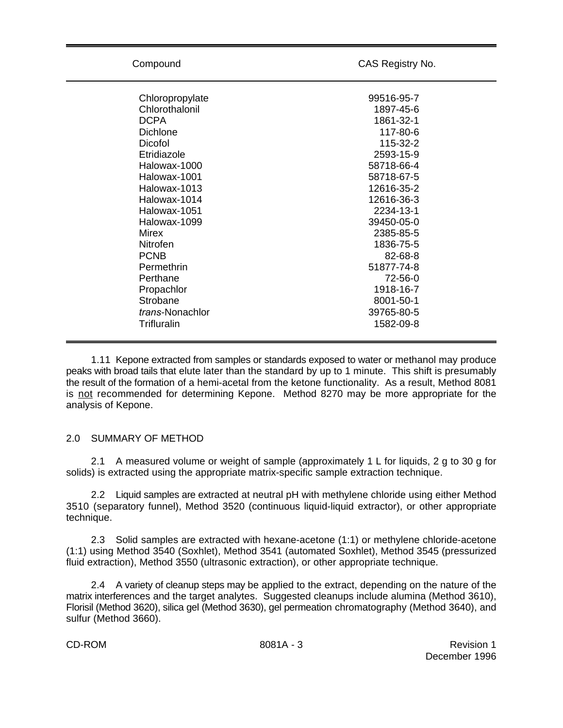| Compound | CAS Registry No. |
|---|---|
| Chloropropylate | 99516-95-7 |
| Chlorothalonil | 1897-45-6 |
| DCPA | 1861-32-1 |
| Dichlone | 117-80-6 |
| Dicofol | 115-32-2 |
| Etridiazole | 2593-15-9 |
| Halowax-1000 | 58718-66-4 |
| Halowax-1001 | 58718-67-5 |
| Halowax-1013 | 12616-35-2 |
| Halowax-1014 | 12616-36-3 |
| Halowax-1051 | 2234-13-1 |
| Halowax-1099 | 39450-05-0 |
| Mirex | 2385-85-5 |
| Nitrofen | 1836-75-5 |
| PCNB | 82-68-8 |
| Permethrin | 51877-74-8 |
| Perthane | 72-56-0 |
| Propachlor | 1918-16-7 |
| Strobane | 8001-50-1 |
| *trans*-Nonachlor | 39765-80-5 |
| Trifluralin | 1582-09-8 |

1.11 Kepone extracted from samples or standards exposed to water or methanol may produce peaks with broad tails that elute later than the standard by up to 1 minute. This shift is presumably the result of the formation of a hemi-acetal from the ketone functionality. As a result, Method 8081 is not recommended for determining Kepone. Method 8270 may be more appropriate for the analysis of Kepone.

## 2.0 SUMMARY OF METHOD

2.1 A measured volume or weight of sample (approximately 1 L for liquids, 2 g to 30 g for solids) is extracted using the appropriate matrix-specific sample extraction technique.

2.2 Liquid samples are extracted at neutral pH with methylene chloride using either Method 3510 (separatory funnel), Method 3520 (continuous liquid-liquid extractor), or other appropriate technique.

2.3 Solid samples are extracted with hexane-acetone (1:1) or methylene chloride-acetone (1:1) using Method 3540 (Soxhlet), Method 3541 (automated Soxhlet), Method 3545 (pressurized fluid extraction), Method 3550 (ultrasonic extraction), or other appropriate technique.

2.4 A variety of cleanup steps may be applied to the extract, depending on the nature of the matrix interferences and the target analytes. Suggested cleanups include alumina (Method 3610), Florisil (Method 3620), silica gel (Method 3630), gel permeation chromatography (Method 3640), and sulfur (Method 3660).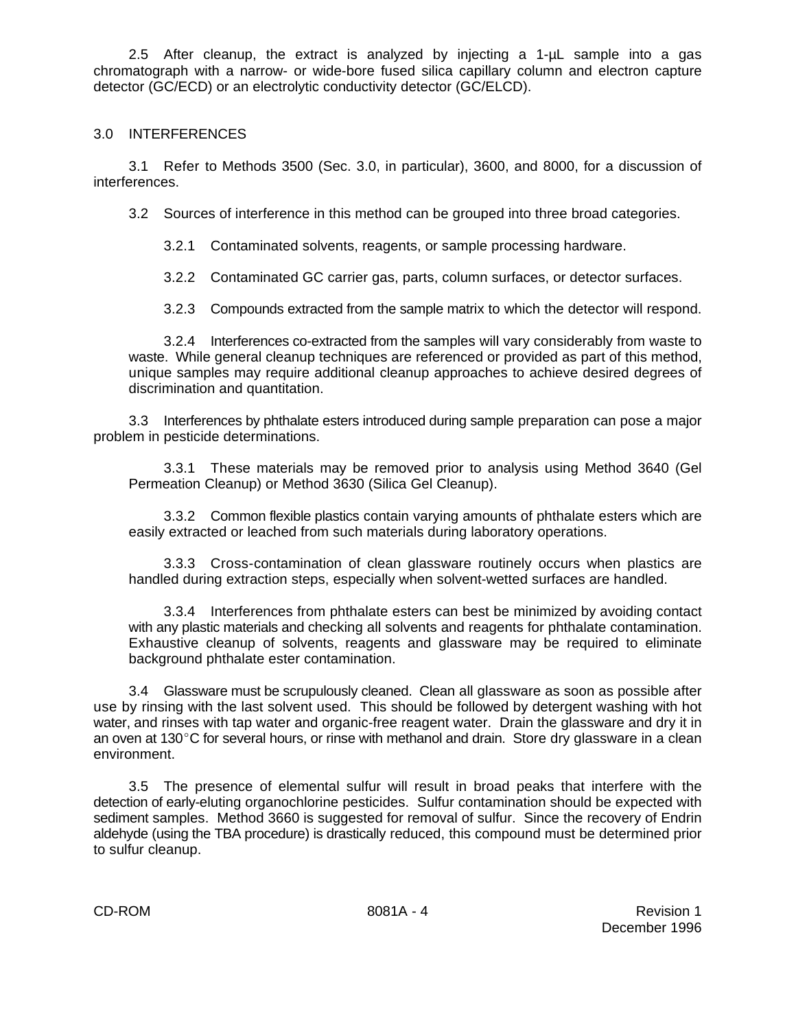2.5 After cleanup, the extract is analyzed by injecting a 1-µL sample into a gas chromatograph with a narrow- or wide-bore fused silica capillary column and electron capture detector (GC/ECD) or an electrolytic conductivity detector (GC/ELCD).

## 3.0 INTERFERENCES

3.1 Refer to Methods 3500 (Sec. 3.0, in particular), 3600, and 8000, for a discussion of interferences.

3.2 Sources of interference in this method can be grouped into three broad categories.

3.2.1 Contaminated solvents, reagents, or sample processing hardware.

3.2.2 Contaminated GC carrier gas, parts, column surfaces, or detector surfaces.

3.2.3 Compounds extracted from the sample matrix to which the detector will respond.

3.2.4 Interferences co-extracted from the samples will vary considerably from waste to waste. While general cleanup techniques are referenced or provided as part of this method, unique samples may require additional cleanup approaches to achieve desired degrees of discrimination and quantitation.

3.3 Interferences by phthalate esters introduced during sample preparation can pose a major problem in pesticide determinations.

3.3.1 These materials may be removed prior to analysis using Method 3640 (Gel Permeation Cleanup) or Method 3630 (Silica Gel Cleanup).

3.3.2 Common flexible plastics contain varying amounts of phthalate esters which are easily extracted or leached from such materials during laboratory operations.

3.3.3 Cross-contamination of clean glassware routinely occurs when plastics are handled during extraction steps, especially when solvent-wetted surfaces are handled.

3.3.4 Interferences from phthalate esters can best be minimized by avoiding contact with any plastic materials and checking all solvents and reagents for phthalate contamination. Exhaustive cleanup of solvents, reagents and glassware may be required to eliminate background phthalate ester contamination.

3.4 Glassware must be scrupulously cleaned. Clean all glassware as soon as possible after use by rinsing with the last solvent used. This should be followed by detergent washing with hot water, and rinses with tap water and organic-free reagent water. Drain the glassware and dry it in an oven at 130°C for several hours, or rinse with methanol and drain. Store dry glassware in a clean environment.

3.5 The presence of elemental sulfur will result in broad peaks that interfere with the detection of early-eluting organochlorine pesticides. Sulfur contamination should be expected with sediment samples. Method 3660 is suggested for removal of sulfur. Since the recovery of Endrin aldehyde (using the TBA procedure) is drastically reduced, this compound must be determined prior to sulfur cleanup.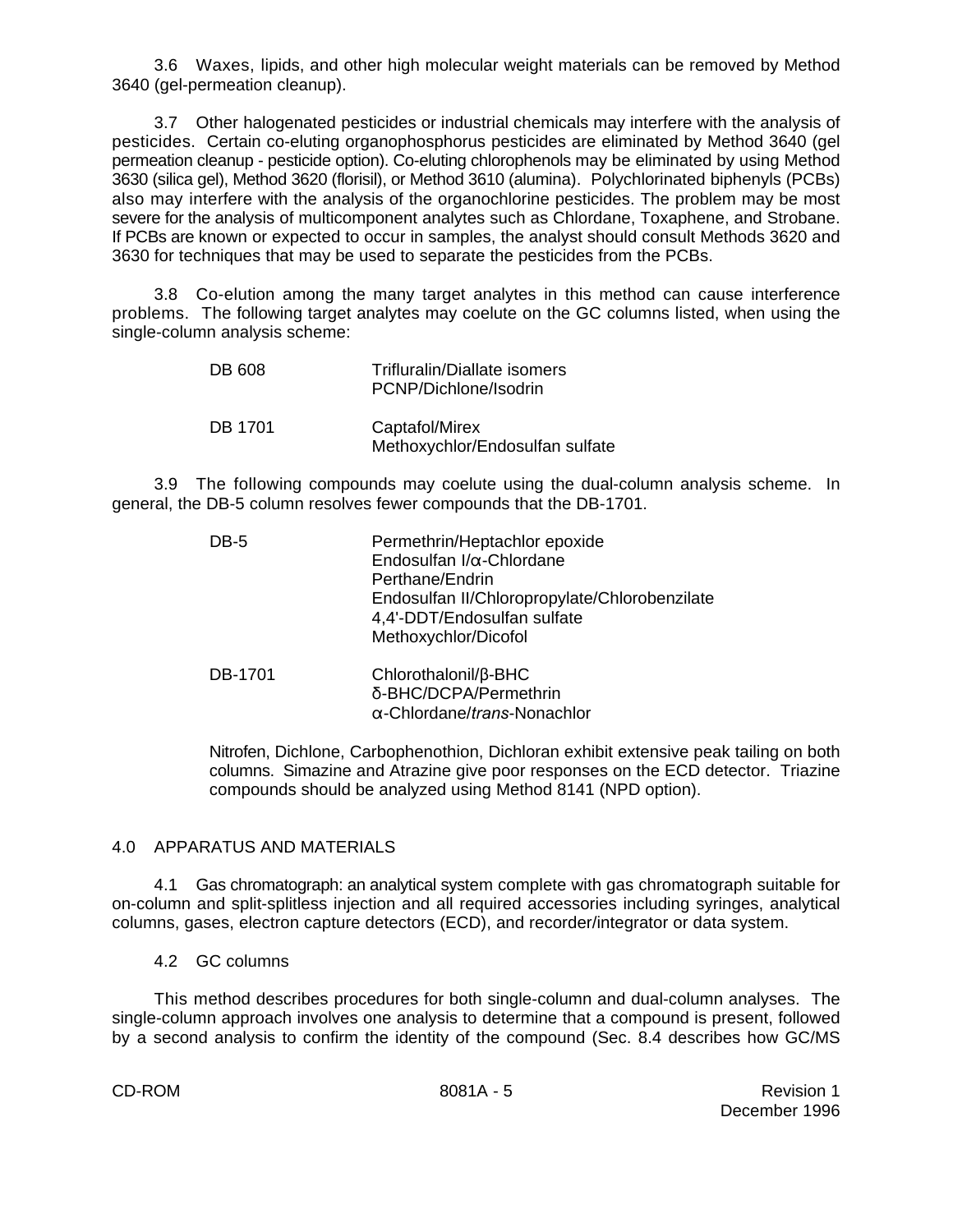3.6 Waxes, lipids, and other high molecular weight materials can be removed by Method 3640 (gel-permeation cleanup).

3.7 Other halogenated pesticides or industrial chemicals may interfere with the analysis of pesticides. Certain co-eluting organophosphorus pesticides are eliminated by Method 3640 (gel permeation cleanup - pesticide option). Co-eluting chlorophenols may be eliminated by using Method 3630 (silica gel), Method 3620 (florisil), or Method 3610 (alumina). Polychlorinated biphenyls (PCBs) also may interfere with the analysis of the organochlorine pesticides. The problem may be most severe for the analysis of multicomponent analytes such as Chlordane, Toxaphene, and Strobane. If PCBs are known or expected to occur in samples, the analyst should consult Methods 3620 and 3630 for techniques that may be used to separate the pesticides from the PCBs.

3.8 Co-elution among the many target analytes in this method can cause interference problems. The following target analytes may coelute on the GC columns listed, when using the single-column analysis scheme:

| | |
|---|---|
| DB 608 | Trifluralin/Diallate isomers<br>PCNP/Dichlone/Isodrin |
| DB 1701 | Captafol/Mirex<br>Methoxychlor/Endosulfan sulfate |

3.9 The following compounds may coelute using the dual-column analysis scheme. In general, the DB-5 column resolves fewer compounds that the DB-1701.

| | |
|---|---|
| DB-5 | Permethrin/Heptachlor epoxide<br>Endosulfan I/α-Chlordane<br>Perthane/Endrin<br>Endosulfan II/Chloropropylate/Chlorobenzilate<br>4,4'-DDT/Endosulfan sulfate<br>Methoxychlor/Dicofol |
| DB-1701 | Chlorothalonil/β-BHC<br>δ-BHC/DCPA/Permethrin<br>α-Chlordane/*trans*-Nonachlor |

Nitrofen, Dichlone, Carbophenothion, Dichloran exhibit extensive peak tailing on both columns. Simazine and Atrazine give poor responses on the ECD detector. Triazine compounds should be analyzed using Method 8141 (NPD option).

## 4.0 APPARATUS AND MATERIALS

4.1 Gas chromatograph: an analytical system complete with gas chromatograph suitable for on-column and split-splitless injection and all required accessories including syringes, analytical columns, gases, electron capture detectors (ECD), and recorder/integrator or data system.

4.2 GC columns

This method describes procedures for both single-column and dual-column analyses. The single-column approach involves one analysis to determine that a compound is present, followed by a second analysis to confirm the identity of the compound (Sec. 8.4 describes how GC/MS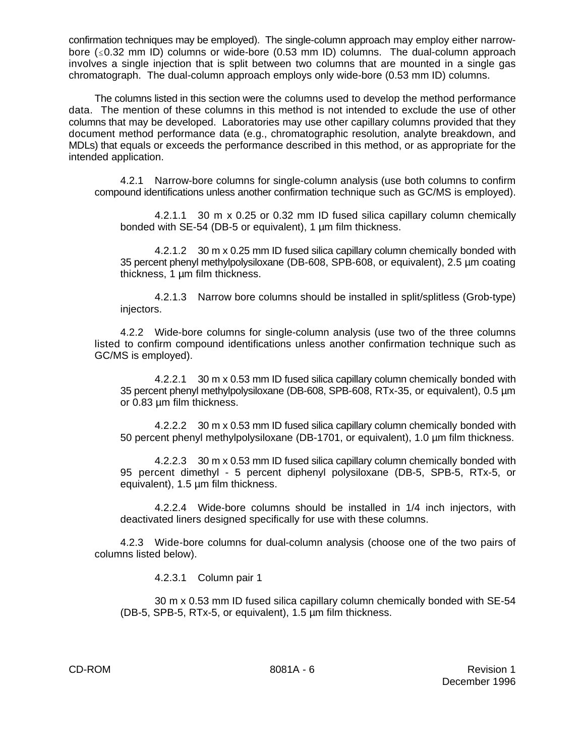confirmation techniques may be employed). The single-column approach may employ either narrow-bore (≤0.32 mm ID) columns or wide-bore (0.53 mm ID) columns. The dual-column approach involves a single injection that is split between two columns that are mounted in a single gas chromatograph. The dual-column approach employs only wide-bore (0.53 mm ID) columns.

The columns listed in this section were the columns used to develop the method performance data. The mention of these columns in this method is not intended to exclude the use of other columns that may be developed. Laboratories may use other capillary columns provided that they document method performance data (e.g., chromatographic resolution, analyte breakdown, and MDLs) that equals or exceeds the performance described in this method, or as appropriate for the intended application.

4.2.1 Narrow-bore columns for single-column analysis (use both columns to confirm compound identifications unless another confirmation technique such as GC/MS is employed).

4.2.1.1 30 m x 0.25 or 0.32 mm ID fused silica capillary column chemically bonded with SE-54 (DB-5 or equivalent), 1 µm film thickness.

4.2.1.2 30 m x 0.25 mm ID fused silica capillary column chemically bonded with 35 percent phenyl methylpolysiloxane (DB-608, SPB-608, or equivalent), 2.5 µm coating thickness, 1 µm film thickness.

4.2.1.3 Narrow bore columns should be installed in split/splitless (Grob-type) injectors.

4.2.2 Wide-bore columns for single-column analysis (use two of the three columns listed to confirm compound identifications unless another confirmation technique such as GC/MS is employed).

4.2.2.1 30 m x 0.53 mm ID fused silica capillary column chemically bonded with 35 percent phenyl methylpolysiloxane (DB-608, SPB-608, RTx-35, or equivalent), 0.5 µm or 0.83 µm film thickness.

4.2.2.2 30 m x 0.53 mm ID fused silica capillary column chemically bonded with 50 percent phenyl methylpolysiloxane (DB-1701, or equivalent), 1.0 µm film thickness.

4.2.2.3 30 m x 0.53 mm ID fused silica capillary column chemically bonded with 95 percent dimethyl - 5 percent diphenyl polysiloxane (DB-5, SPB-5, RTx-5, or equivalent), 1.5 µm film thickness.

4.2.2.4 Wide-bore columns should be installed in 1/4 inch injectors, with deactivated liners designed specifically for use with these columns.

4.2.3 Wide-bore columns for dual-column analysis (choose one of the two pairs of columns listed below).

4.2.3.1 Column pair 1

30 m x 0.53 mm ID fused silica capillary column chemically bonded with SE-54 (DB-5, SPB-5, RTx-5, or equivalent), 1.5 µm film thickness.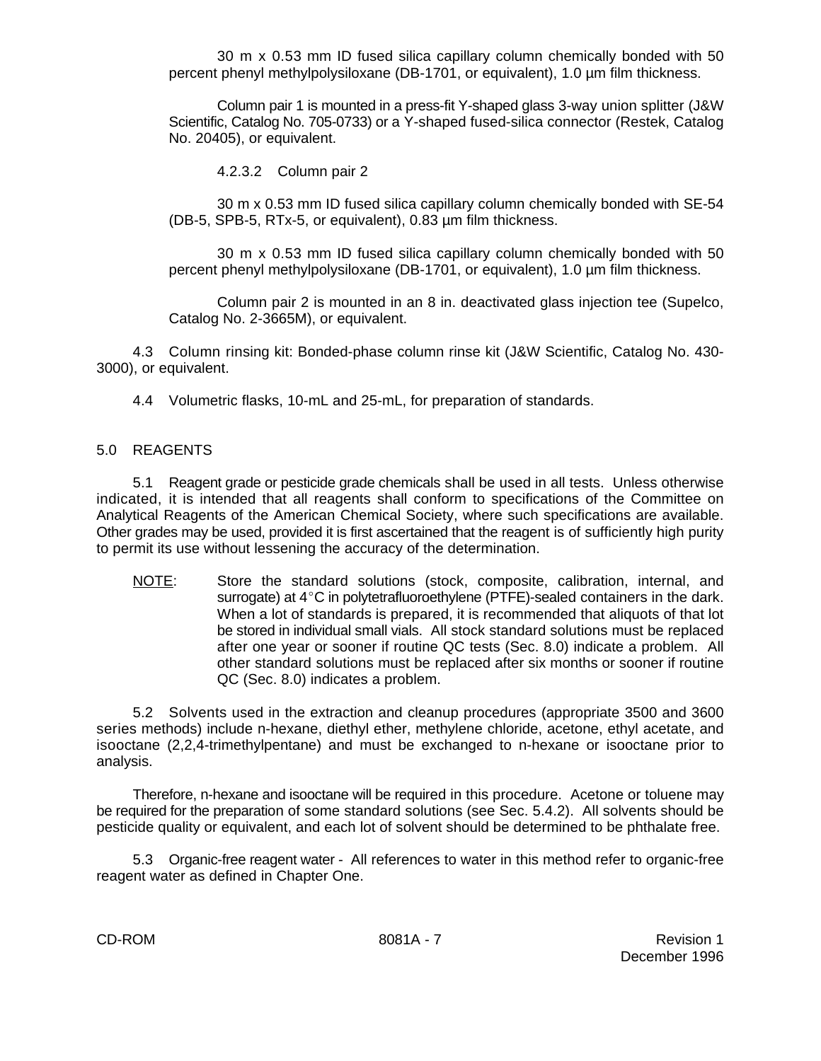30 m x 0.53 mm ID fused silica capillary column chemically bonded with 50 percent phenyl methylpolysiloxane (DB-1701, or equivalent), 1.0 µm film thickness.

Column pair 1 is mounted in a press-fit Y-shaped glass 3-way union splitter (J&W Scientific, Catalog No. 705-0733) or a Y-shaped fused-silica connector (Restek, Catalog No. 20405), or equivalent.

4.2.3.2 Column pair 2

30 m x 0.53 mm ID fused silica capillary column chemically bonded with SE-54 (DB-5, SPB-5, RTx-5, or equivalent), 0.83 µm film thickness.

30 m x 0.53 mm ID fused silica capillary column chemically bonded with 50 percent phenyl methylpolysiloxane (DB-1701, or equivalent), 1.0 µm film thickness.

Column pair 2 is mounted in an 8 in. deactivated glass injection tee (Supelco, Catalog No. 2-3665M), or equivalent.

4.3 Column rinsing kit: Bonded-phase column rinse kit (J&W Scientific, Catalog No. 430-3000), or equivalent.

4.4 Volumetric flasks, 10-mL and 25-mL, for preparation of standards.

## 5.0 REAGENTS

5.1 Reagent grade or pesticide grade chemicals shall be used in all tests. Unless otherwise indicated, it is intended that all reagents shall conform to specifications of the Committee on Analytical Reagents of the American Chemical Society, where such specifications are available. Other grades may be used, provided it is first ascertained that the reagent is of sufficiently high purity to permit its use without lessening the accuracy of the determination.

NOTE: Store the standard solutions (stock, composite, calibration, internal, and surrogate) at 4°C in polytetrafluoroethylene (PTFE)-sealed containers in the dark. When a lot of standards is prepared, it is recommended that aliquots of that lot be stored in individual small vials. All stock standard solutions must be replaced after one year or sooner if routine QC tests (Sec. 8.0) indicate a problem. All other standard solutions must be replaced after six months or sooner if routine QC (Sec. 8.0) indicates a problem.

5.2 Solvents used in the extraction and cleanup procedures (appropriate 3500 and 3600 series methods) include n-hexane, diethyl ether, methylene chloride, acetone, ethyl acetate, and isooctane (2,2,4-trimethylpentane) and must be exchanged to n-hexane or isooctane prior to analysis.

Therefore, n-hexane and isooctane will be required in this procedure. Acetone or toluene may be required for the preparation of some standard solutions (see Sec. 5.4.2). All solvents should be pesticide quality or equivalent, and each lot of solvent should be determined to be phthalate free.

5.3 Organic-free reagent water - All references to water in this method refer to organic-free reagent water as defined in Chapter One.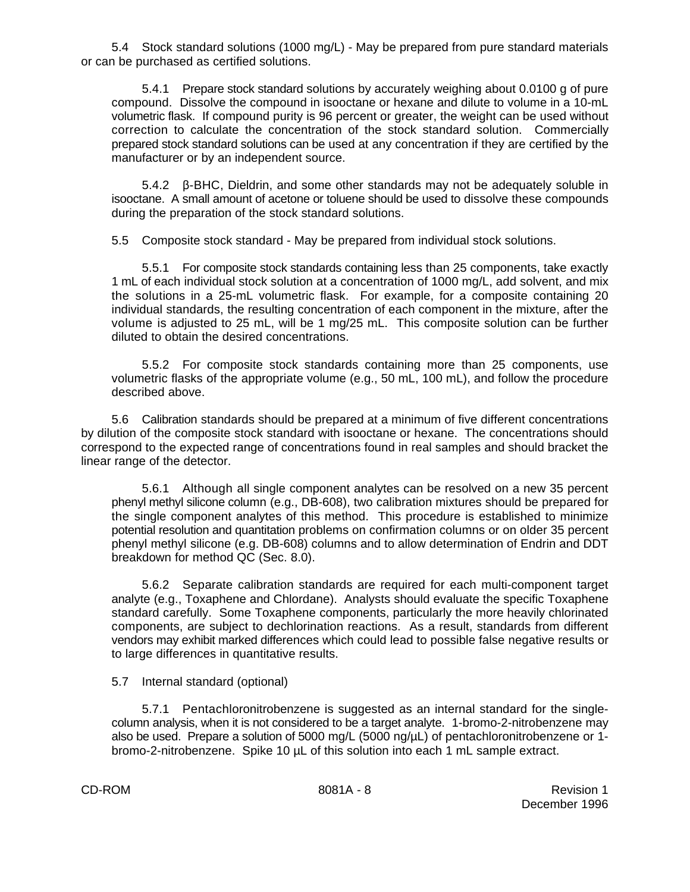5.4 Stock standard solutions (1000 mg/L) - May be prepared from pure standard materials or can be purchased as certified solutions.

5.4.1 Prepare stock standard solutions by accurately weighing about 0.0100 g of pure compound. Dissolve the compound in isooctane or hexane and dilute to volume in a 10-mL volumetric flask. If compound purity is 96 percent or greater, the weight can be used without correction to calculate the concentration of the stock standard solution. Commercially prepared stock standard solutions can be used at any concentration if they are certified by the manufacturer or by an independent source.

5.4.2 β-BHC, Dieldrin, and some other standards may not be adequately soluble in isooctane. A small amount of acetone or toluene should be used to dissolve these compounds during the preparation of the stock standard solutions.

5.5 Composite stock standard - May be prepared from individual stock solutions.

5.5.1 For composite stock standards containing less than 25 components, take exactly 1 mL of each individual stock solution at a concentration of 1000 mg/L, add solvent, and mix the solutions in a 25-mL volumetric flask. For example, for a composite containing 20 individual standards, the resulting concentration of each component in the mixture, after the volume is adjusted to 25 mL, will be 1 mg/25 mL. This composite solution can be further diluted to obtain the desired concentrations.

5.5.2 For composite stock standards containing more than 25 components, use volumetric flasks of the appropriate volume (e.g., 50 mL, 100 mL), and follow the procedure described above.

5.6 Calibration standards should be prepared at a minimum of five different concentrations by dilution of the composite stock standard with isooctane or hexane. The concentrations should correspond to the expected range of concentrations found in real samples and should bracket the linear range of the detector.

5.6.1 Although all single component analytes can be resolved on a new 35 percent phenyl methyl silicone column (e.g., DB-608), two calibration mixtures should be prepared for the single component analytes of this method. This procedure is established to minimize potential resolution and quantitation problems on confirmation columns or on older 35 percent phenyl methyl silicone (e.g. DB-608) columns and to allow determination of Endrin and DDT breakdown for method QC (Sec. 8.0).

5.6.2 Separate calibration standards are required for each multi-component target analyte (e.g., Toxaphene and Chlordane). Analysts should evaluate the specific Toxaphene standard carefully. Some Toxaphene components, particularly the more heavily chlorinated components, are subject to dechlorination reactions. As a result, standards from different vendors may exhibit marked differences which could lead to possible false negative results or to large differences in quantitative results.

5.7 Internal standard (optional)

5.7.1 Pentachloronitrobenzene is suggested as an internal standard for the single-column analysis, when it is not considered to be a target analyte. 1-bromo-2-nitrobenzene may also be used. Prepare a solution of 5000 mg/L (5000 ng/µL) of pentachloronitrobenzene or 1-bromo-2-nitrobenzene. Spike 10 µL of this solution into each 1 mL sample extract.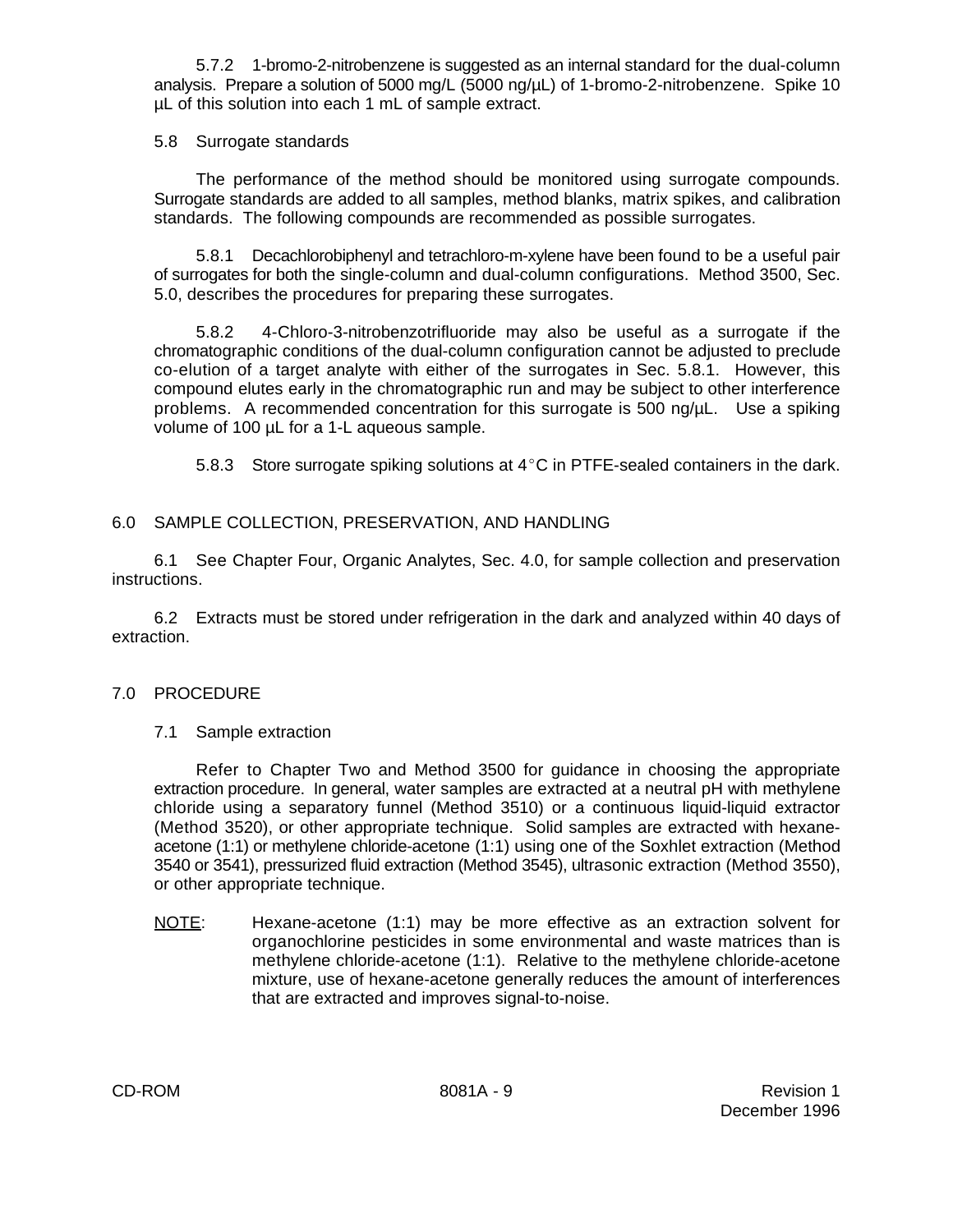5.7.2 1-bromo-2-nitrobenzene is suggested as an internal standard for the dual-column analysis. Prepare a solution of 5000 mg/L (5000 ng/µL) of 1-bromo-2-nitrobenzene. Spike 10 µL of this solution into each 1 mL of sample extract.

5.8 Surrogate standards

The performance of the method should be monitored using surrogate compounds. Surrogate standards are added to all samples, method blanks, matrix spikes, and calibration standards. The following compounds are recommended as possible surrogates.

5.8.1 Decachlorobiphenyl and tetrachloro-m-xylene have been found to be a useful pair of surrogates for both the single-column and dual-column configurations. Method 3500, Sec. 5.0, describes the procedures for preparing these surrogates.

5.8.2 4-Chloro-3-nitrobenzotrifluoride may also be useful as a surrogate if the chromatographic conditions of the dual-column configuration cannot be adjusted to preclude co-elution of a target analyte with either of the surrogates in Sec. 5.8.1. However, this compound elutes early in the chromatographic run and may be subject to other interference problems. A recommended concentration for this surrogate is 500 ng/µL. Use a spiking volume of 100 µL for a 1-L aqueous sample.

5.8.3 Store surrogate spiking solutions at 4°C in PTFE-sealed containers in the dark.

## 6.0 SAMPLE COLLECTION, PRESERVATION, AND HANDLING

6.1 See Chapter Four, Organic Analytes, Sec. 4.0, for sample collection and preservation instructions.

6.2 Extracts must be stored under refrigeration in the dark and analyzed within 40 days of extraction.

## 7.0 PROCEDURE

7.1 Sample extraction

Refer to Chapter Two and Method 3500 for guidance in choosing the appropriate extraction procedure. In general, water samples are extracted at a neutral pH with methylene chloride using a separatory funnel (Method 3510) or a continuous liquid-liquid extractor (Method 3520), or other appropriate technique. Solid samples are extracted with hexane-acetone (1:1) or methylene chloride-acetone (1:1) using one of the Soxhlet extraction (Method 3540 or 3541), pressurized fluid extraction (Method 3545), ultrasonic extraction (Method 3550), or other appropriate technique.

NOTE: Hexane-acetone (1:1) may be more effective as an extraction solvent for organochlorine pesticides in some environmental and waste matrices than is methylene chloride-acetone (1:1). Relative to the methylene chloride-acetone mixture, use of hexane-acetone generally reduces the amount of interferences that are extracted and improves signal-to-noise.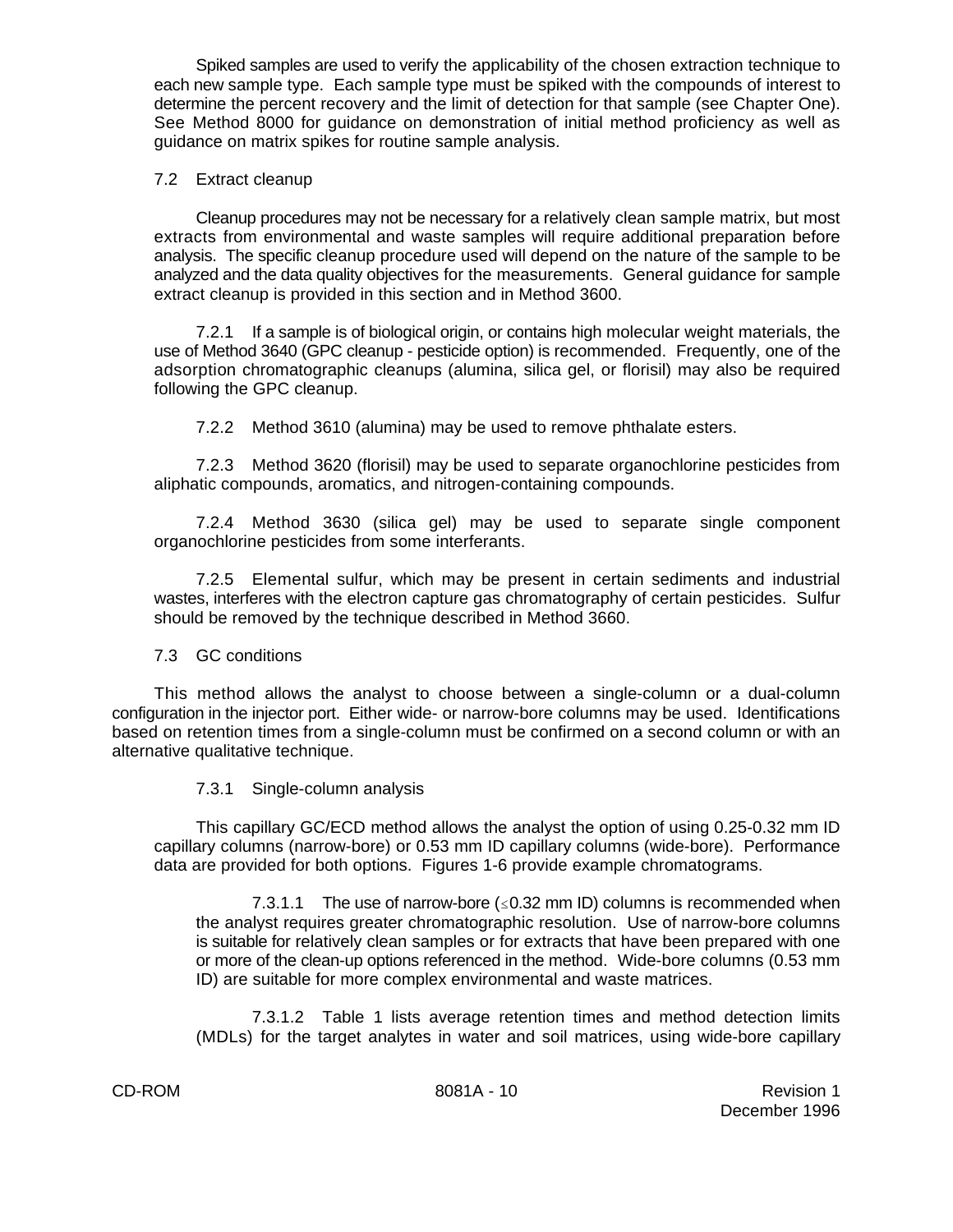Spiked samples are used to verify the applicability of the chosen extraction technique to each new sample type. Each sample type must be spiked with the compounds of interest to determine the percent recovery and the limit of detection for that sample (see Chapter One). See Method 8000 for guidance on demonstration of initial method proficiency as well as guidance on matrix spikes for routine sample analysis.

7.2 Extract cleanup

Cleanup procedures may not be necessary for a relatively clean sample matrix, but most extracts from environmental and waste samples will require additional preparation before analysis. The specific cleanup procedure used will depend on the nature of the sample to be analyzed and the data quality objectives for the measurements. General guidance for sample extract cleanup is provided in this section and in Method 3600.

7.2.1 If a sample is of biological origin, or contains high molecular weight materials, the use of Method 3640 (GPC cleanup - pesticide option) is recommended. Frequently, one of the adsorption chromatographic cleanups (alumina, silica gel, or florisil) may also be required following the GPC cleanup.

7.2.2 Method 3610 (alumina) may be used to remove phthalate esters.

7.2.3 Method 3620 (florisil) may be used to separate organochlorine pesticides from aliphatic compounds, aromatics, and nitrogen-containing compounds.

7.2.4 Method 3630 (silica gel) may be used to separate single component organochlorine pesticides from some interferants.

7.2.5 Elemental sulfur, which may be present in certain sediments and industrial wastes, interferes with the electron capture gas chromatography of certain pesticides. Sulfur should be removed by the technique described in Method 3660.

7.3 GC conditions

This method allows the analyst to choose between a single-column or a dual-column configuration in the injector port. Either wide- or narrow-bore columns may be used. Identifications based on retention times from a single-column must be confirmed on a second column or with an alternative qualitative technique.

7.3.1 Single-column analysis

This capillary GC/ECD method allows the analyst the option of using 0.25-0.32 mm ID capillary columns (narrow-bore) or 0.53 mm ID capillary columns (wide-bore). Performance data are provided for both options. Figures 1-6 provide example chromatograms.

7.3.1.1 The use of narrow-bore ($\leq$0.32 mm ID) columns is recommended when the analyst requires greater chromatographic resolution. Use of narrow-bore columns is suitable for relatively clean samples or for extracts that have been prepared with one or more of the clean-up options referenced in the method. Wide-bore columns (0.53 mm ID) are suitable for more complex environmental and waste matrices.

7.3.1.2 Table 1 lists average retention times and method detection limits (MDLs) for the target analytes in water and soil matrices, using wide-bore capillary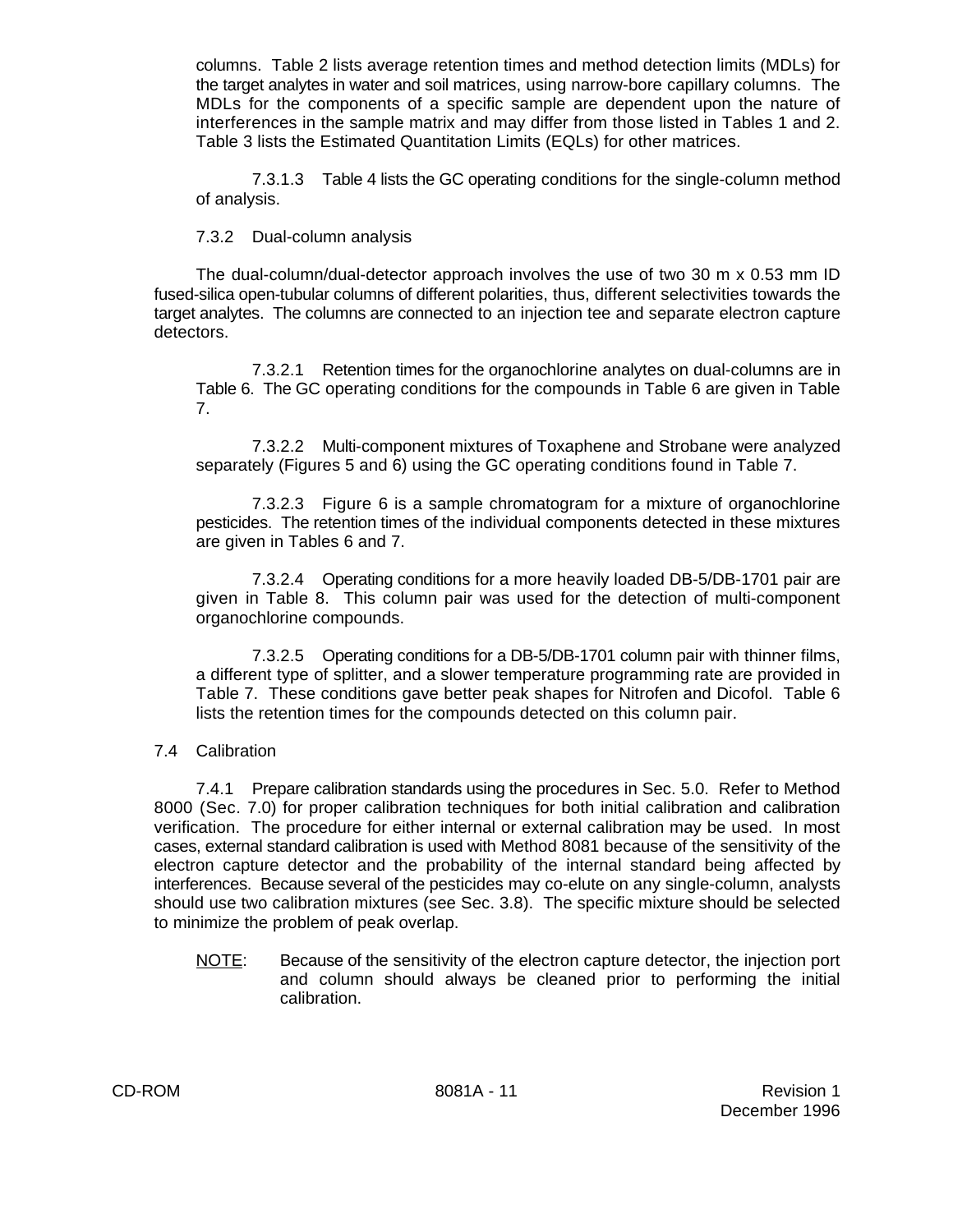columns. Table 2 lists average retention times and method detection limits (MDLs) for the target analytes in water and soil matrices, using narrow-bore capillary columns. The MDLs for the components of a specific sample are dependent upon the nature of interferences in the sample matrix and may differ from those listed in Tables 1 and 2. Table 3 lists the Estimated Quantitation Limits (EQLs) for other matrices.

7.3.1.3 Table 4 lists the GC operating conditions for the single-column method of analysis.

7.3.2 Dual-column analysis

The dual-column/dual-detector approach involves the use of two 30 m x 0.53 mm ID fused-silica open-tubular columns of different polarities, thus, different selectivities towards the target analytes. The columns are connected to an injection tee and separate electron capture detectors.

7.3.2.1 Retention times for the organochlorine analytes on dual-columns are in Table 6. The GC operating conditions for the compounds in Table 6 are given in Table 7.

7.3.2.2 Multi-component mixtures of Toxaphene and Strobane were analyzed separately (Figures 5 and 6) using the GC operating conditions found in Table 7.

7.3.2.3 Figure 6 is a sample chromatogram for a mixture of organochlorine pesticides. The retention times of the individual components detected in these mixtures are given in Tables 6 and 7.

7.3.2.4 Operating conditions for a more heavily loaded DB-5/DB-1701 pair are given in Table 8. This column pair was used for the detection of multi-component organochlorine compounds.

7.3.2.5 Operating conditions for a DB-5/DB-1701 column pair with thinner films, a different type of splitter, and a slower temperature programming rate are provided in Table 7. These conditions gave better peak shapes for Nitrofen and Dicofol. Table 6 lists the retention times for the compounds detected on this column pair.

7.4 Calibration

7.4.1 Prepare calibration standards using the procedures in Sec. 5.0. Refer to Method 8000 (Sec. 7.0) for proper calibration techniques for both initial calibration and calibration verification. The procedure for either internal or external calibration may be used. In most cases, external standard calibration is used with Method 8081 because of the sensitivity of the electron capture detector and the probability of the internal standard being affected by interferences. Because several of the pesticides may co-elute on any single-column, analysts should use two calibration mixtures (see Sec. 3.8). The specific mixture should be selected to minimize the problem of peak overlap.

NOTE: Because of the sensitivity of the electron capture detector, the injection port and column should always be cleaned prior to performing the initial calibration.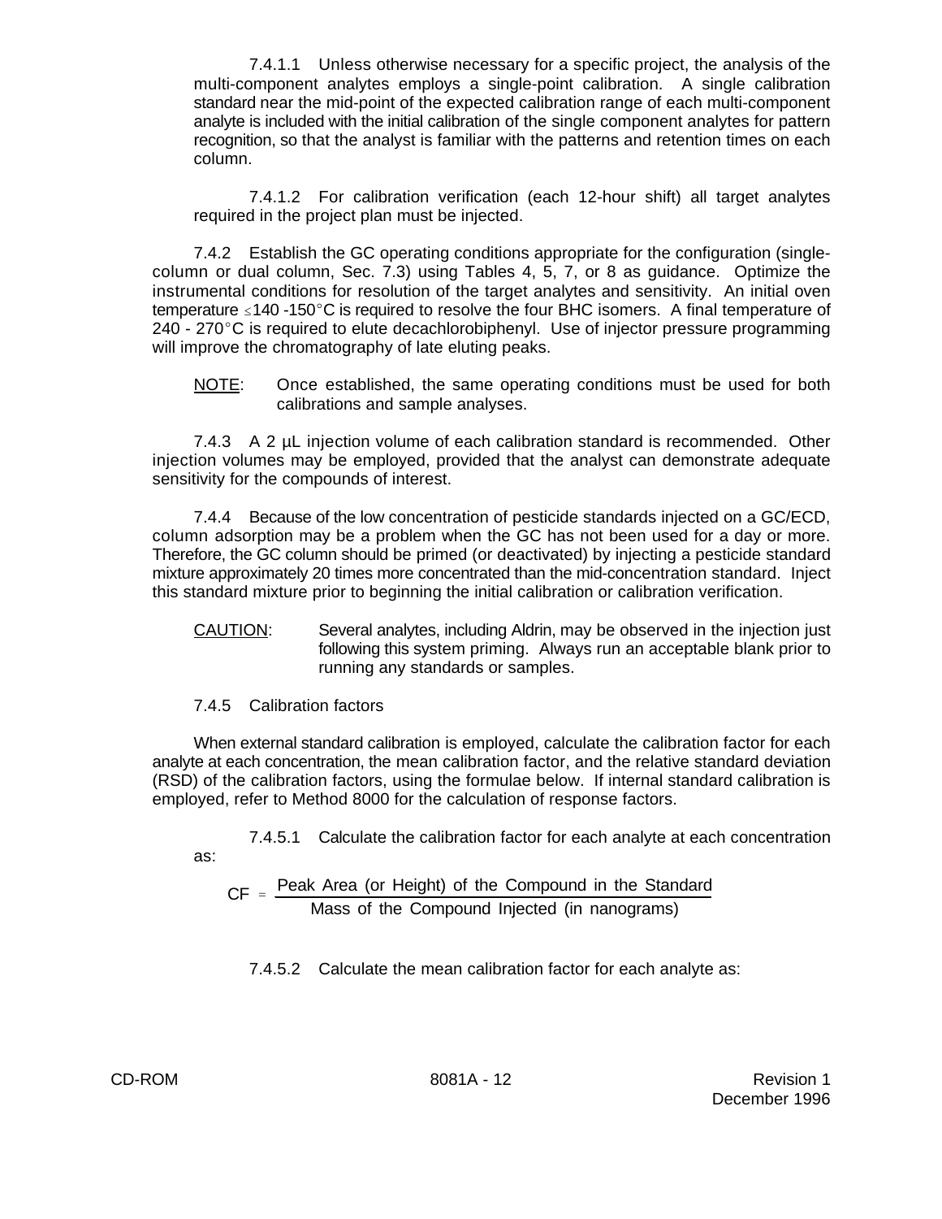7.4.1.1 Unless otherwise necessary for a specific project, the analysis of the multi-component analytes employs a single-point calibration. A single calibration standard near the mid-point of the expected calibration range of each multi-component analyte is included with the initial calibration of the single component analytes for pattern recognition, so that the analyst is familiar with the patterns and retention times on each column.

7.4.1.2 For calibration verification (each 12-hour shift) all target analytes required in the project plan must be injected.

7.4.2 Establish the GC operating conditions appropriate for the configuration (single-column or dual column, Sec. 7.3) using Tables 4, 5, 7, or 8 as guidance. Optimize the instrumental conditions for resolution of the target analytes and sensitivity. An initial oven temperature ≤140 -150°C is required to resolve the four BHC isomers. A final temperature of 240 - 270°C is required to elute decachlorobiphenyl. Use of injector pressure programming will improve the chromatography of late eluting peaks.

NOTE: Once established, the same operating conditions must be used for both calibrations and sample analyses.

7.4.3 A 2 µL injection volume of each calibration standard is recommended. Other injection volumes may be employed, provided that the analyst can demonstrate adequate sensitivity for the compounds of interest.

7.4.4 Because of the low concentration of pesticide standards injected on a GC/ECD, column adsorption may be a problem when the GC has not been used for a day or more. Therefore, the GC column should be primed (or deactivated) by injecting a pesticide standard mixture approximately 20 times more concentrated than the mid-concentration standard. Inject this standard mixture prior to beginning the initial calibration or calibration verification.

CAUTION: Several analytes, including Aldrin, may be observed in the injection just following this system priming. Always run an acceptable blank prior to running any standards or samples.

7.4.5 Calibration factors

When external standard calibration is employed, calculate the calibration factor for each analyte at each concentration, the mean calibration factor, and the relative standard deviation (RSD) of the calibration factors, using the formulae below. If internal standard calibration is employed, refer to Method 8000 for the calculation of response factors.

7.4.5.1 Calculate the calibration factor for each analyte at each concentration as:

$$CF = \frac{\text{Peak Area (or Height) of the Compound in the Standard}}{\text{Mass of the Compound Injected (in nanograms)}}$$

7.4.5.2 Calculate the mean calibration factor for each analyte as: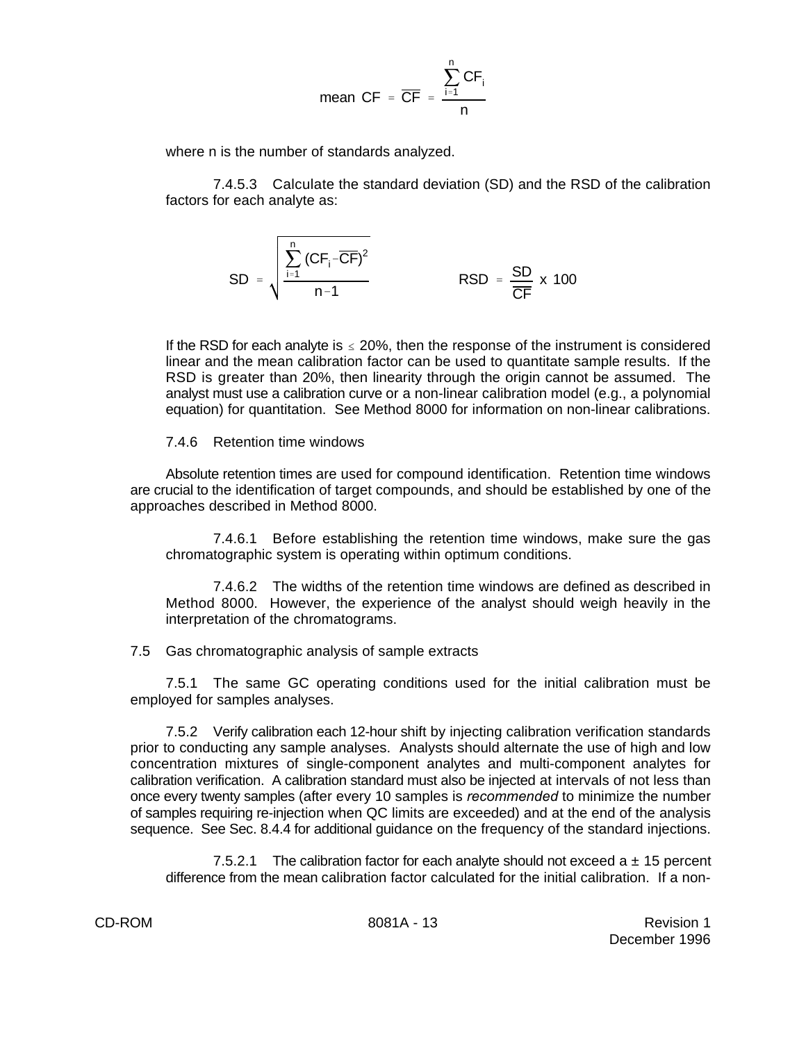$$\text{mean CF} = \overline{CF} = \frac{\sum_{i=1}^{n} CF_i}{n}$$

where n is the number of standards analyzed.

7.4.5.3 Calculate the standard deviation (SD) and the RSD of the calibration factors for each analyte as:

$$SD = \sqrt{\frac{\sum_{i=1}^{n}(CF_i - \overline{CF})^2}{n-1}} \qquad RSD = \frac{SD}{\overline{CF}} \times 100$$

If the RSD for each analyte is ≤ 20%, then the response of the instrument is considered linear and the mean calibration factor can be used to quantitate sample results. If the RSD is greater than 20%, then linearity through the origin cannot be assumed. The analyst must use a calibration curve or a non-linear calibration model (e.g., a polynomial equation) for quantitation. See Method 8000 for information on non-linear calibrations.

7.4.6 Retention time windows

Absolute retention times are used for compound identification. Retention time windows are crucial to the identification of target compounds, and should be established by one of the approaches described in Method 8000.

7.4.6.1 Before establishing the retention time windows, make sure the gas chromatographic system is operating within optimum conditions.

7.4.6.2 The widths of the retention time windows are defined as described in Method 8000. However, the experience of the analyst should weigh heavily in the interpretation of the chromatograms.

7.5 Gas chromatographic analysis of sample extracts

7.5.1 The same GC operating conditions used for the initial calibration must be employed for samples analyses.

7.5.2 Verify calibration each 12-hour shift by injecting calibration verification standards prior to conducting any sample analyses. Analysts should alternate the use of high and low concentration mixtures of single-component analytes and multi-component analytes for calibration verification. A calibration standard must also be injected at intervals of not less than once every twenty samples (after every 10 samples is *recommended* to minimize the number of samples requiring re-injection when QC limits are exceeded) and at the end of the analysis sequence. See Sec. 8.4.4 for additional guidance on the frequency of the standard injections.

7.5.2.1 The calibration factor for each analyte should not exceed a ± 15 percent difference from the mean calibration factor calculated for the initial calibration. If a non-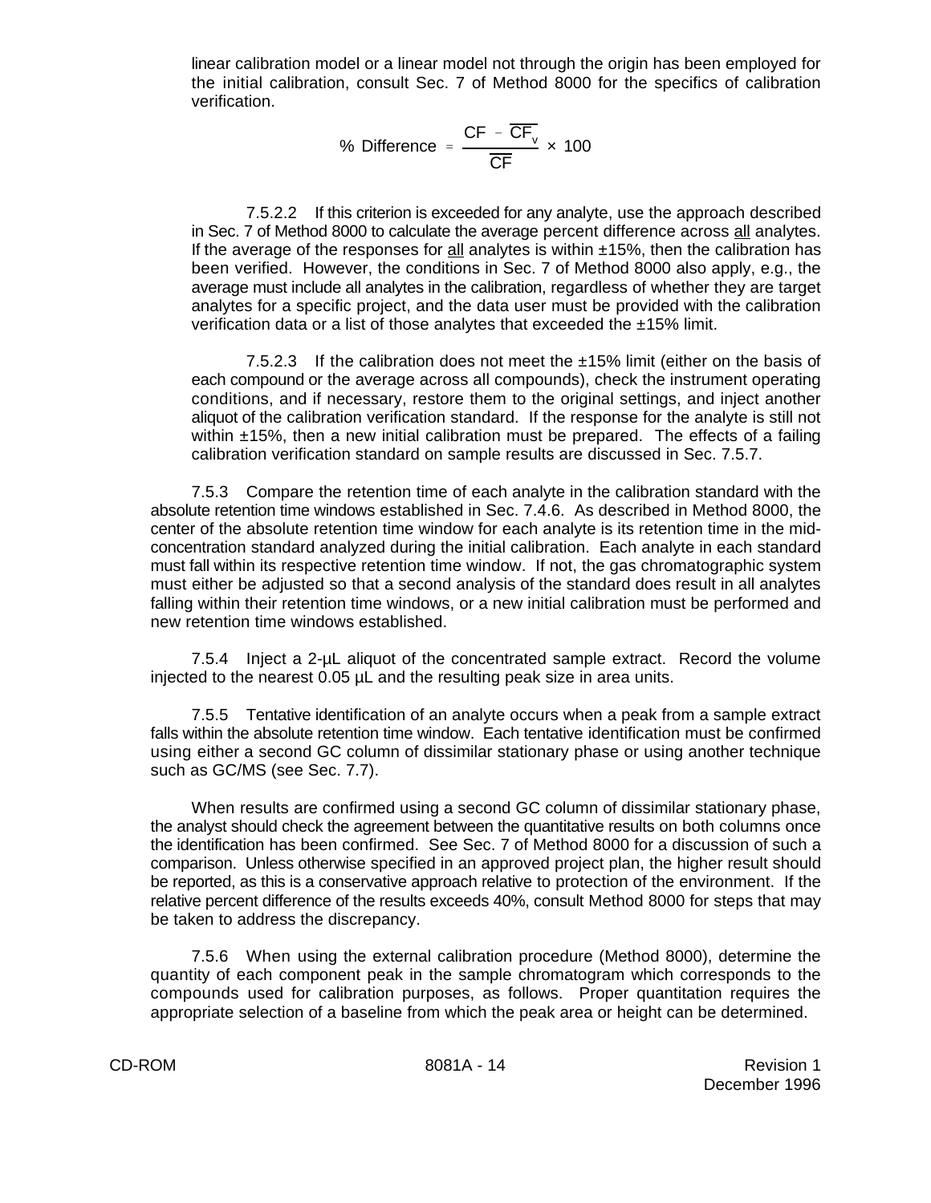linear calibration model or a linear model not through the origin has been employed for the initial calibration, consult Sec. 7 of Method 8000 for the specifics of calibration verification.

$$\% \text{ Difference} = \frac{\overline{CF} - CF_v}{\overline{CF}} \times 100$$

7.5.2.2 If this criterion is exceeded for any analyte, use the approach described in Sec. 7 of Method 8000 to calculate the average percent difference across all analytes. If the average of the responses for all analytes is within ±15%, then the calibration has been verified. However, the conditions in Sec. 7 of Method 8000 also apply, e.g., the average must include all analytes in the calibration, regardless of whether they are target analytes for a specific project, and the data user must be provided with the calibration verification data or a list of those analytes that exceeded the ±15% limit.

7.5.2.3 If the calibration does not meet the ±15% limit (either on the basis of each compound or the average across all compounds), check the instrument operating conditions, and if necessary, restore them to the original settings, and inject another aliquot of the calibration verification standard. If the response for the analyte is still not within ±15%, then a new initial calibration must be prepared. The effects of a failing calibration verification standard on sample results are discussed in Sec. 7.5.7.

7.5.3 Compare the retention time of each analyte in the calibration standard with the absolute retention time windows established in Sec. 7.4.6. As described in Method 8000, the center of the absolute retention time window for each analyte is its retention time in the mid-concentration standard analyzed during the initial calibration. Each analyte in each standard must fall within its respective retention time window. If not, the gas chromatographic system must either be adjusted so that a second analysis of the standard does result in all analytes falling within their retention time windows, or a new initial calibration must be performed and new retention time windows established.

7.5.4 Inject a 2-µL aliquot of the concentrated sample extract. Record the volume injected to the nearest 0.05 µL and the resulting peak size in area units.

7.5.5 Tentative identification of an analyte occurs when a peak from a sample extract falls within the absolute retention time window. Each tentative identification must be confirmed using either a second GC column of dissimilar stationary phase or using another technique such as GC/MS (see Sec. 7.7).

When results are confirmed using a second GC column of dissimilar stationary phase, the analyst should check the agreement between the quantitative results on both columns once the identification has been confirmed. See Sec. 7 of Method 8000 for a discussion of such a comparison. Unless otherwise specified in an approved project plan, the higher result should be reported, as this is a conservative approach relative to protection of the environment. If the relative percent difference of the results exceeds 40%, consult Method 8000 for steps that may be taken to address the discrepancy.

7.5.6 When using the external calibration procedure (Method 8000), determine the quantity of each component peak in the sample chromatogram which corresponds to the compounds used for calibration purposes, as follows. Proper quantitation requires the appropriate selection of a baseline from which the peak area or height can be determined.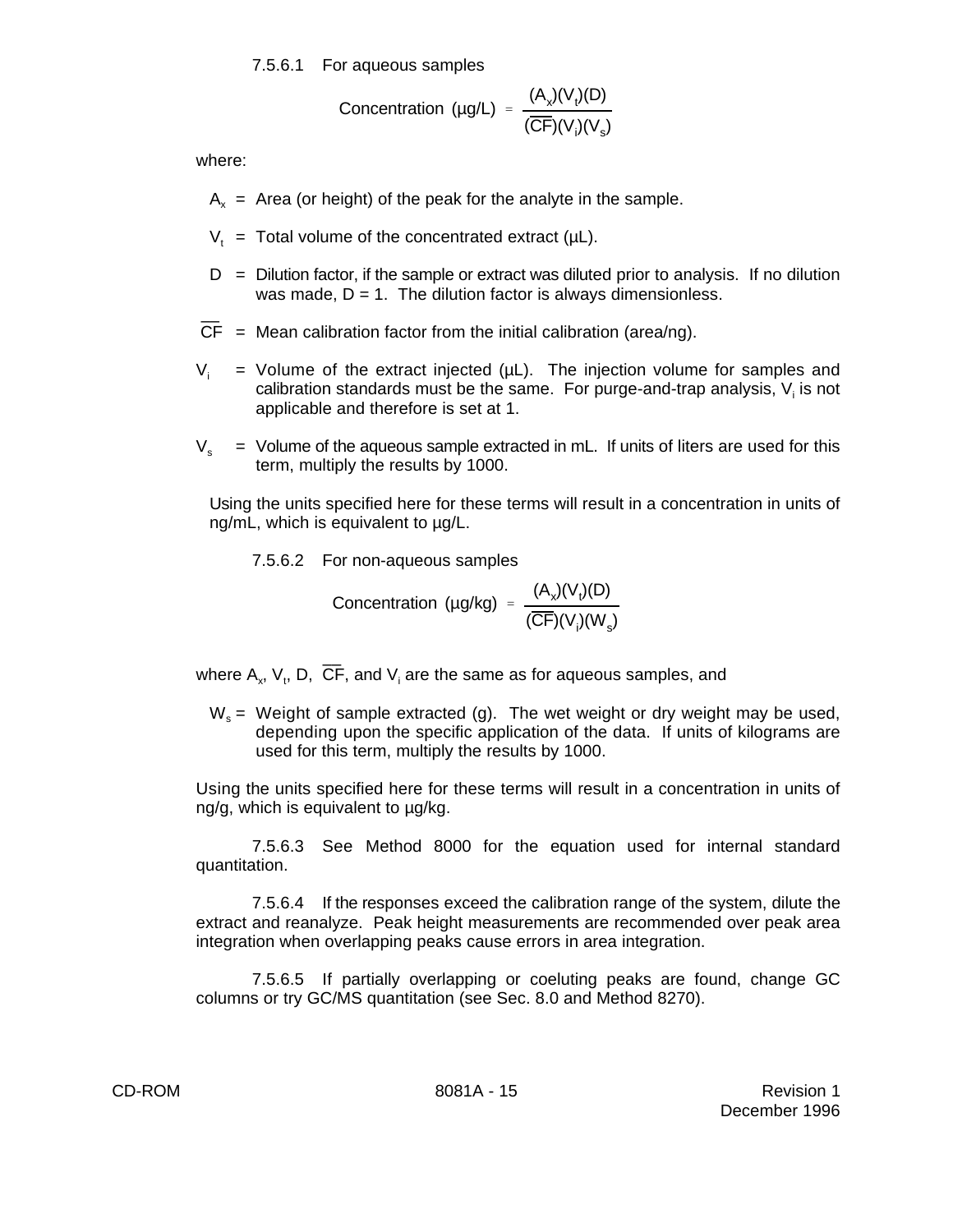7.5.6.1 For aqueous samples

$$\text{Concentration } (\mu g/L) = \frac{(A_x)(V_t)(D)}{(\overline{CF})(V_i)(V_s)}$$

where:

$A_x$ = Area (or height) of the peak for the analyte in the sample.

$V_t$ = Total volume of the concentrated extract (µL).

$D$ = Dilution factor, if the sample or extract was diluted prior to analysis. If no dilution was made, $D = 1$. The dilution factor is always dimensionless.

$\overline{CF}$ = Mean calibration factor from the initial calibration (area/ng).

$V_i$ = Volume of the extract injected (µL). The injection volume for samples and calibration standards must be the same. For purge-and-trap analysis, $V_i$ is not applicable and therefore is set at 1.

$V_s$ = Volume of the aqueous sample extracted in mL. If units of liters are used for this term, multiply the results by 1000.

Using the units specified here for these terms will result in a concentration in units of ng/mL, which is equivalent to µg/L.

7.5.6.2 For non-aqueous samples

$$\text{Concentration } (\mu g/kg) = \frac{(A_x)(V_t)(D)}{(\overline{CF})(V_i)(W_s)}$$

where $A_x$, $V_t$, D, $\overline{CF}$, and $V_i$ are the same as for aqueous samples, and

$W_s$ = Weight of sample extracted (g). The wet weight or dry weight may be used, depending upon the specific application of the data. If units of kilograms are used for this term, multiply the results by 1000.

Using the units specified here for these terms will result in a concentration in units of ng/g, which is equivalent to µg/kg.

7.5.6.3 See Method 8000 for the equation used for internal standard quantitation.

7.5.6.4 If the responses exceed the calibration range of the system, dilute the extract and reanalyze. Peak height measurements are recommended over peak area integration when overlapping peaks cause errors in area integration.

7.5.6.5 If partially overlapping or coeluting peaks are found, change GC columns or try GC/MS quantitation (see Sec. 8.0 and Method 8270).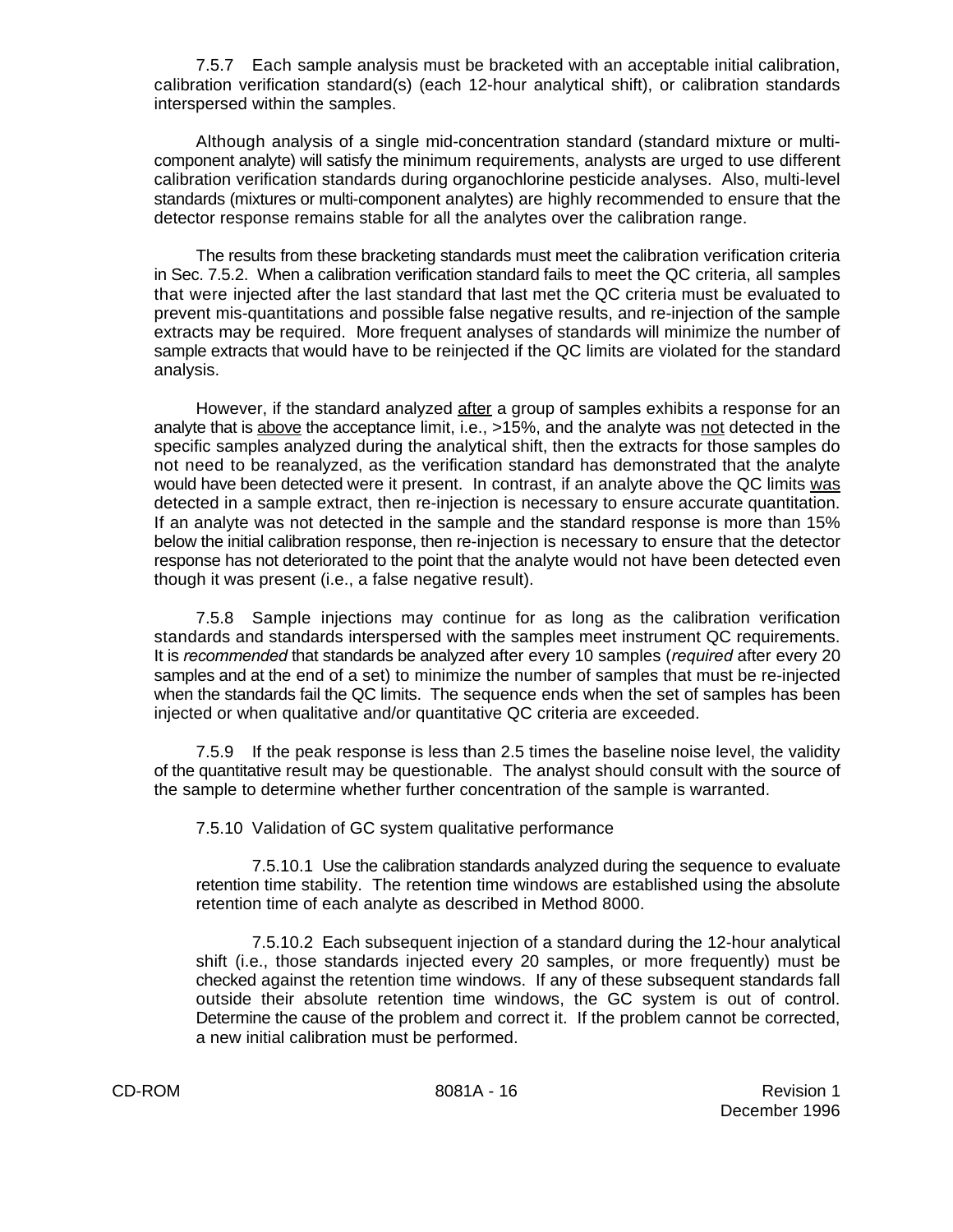7.5.7 Each sample analysis must be bracketed with an acceptable initial calibration, calibration verification standard(s) (each 12-hour analytical shift), or calibration standards interspersed within the samples.

Although analysis of a single mid-concentration standard (standard mixture or multi-component analyte) will satisfy the minimum requirements, analysts are urged to use different calibration verification standards during organochlorine pesticide analyses. Also, multi-level standards (mixtures or multi-component analytes) are highly recommended to ensure that the detector response remains stable for all the analytes over the calibration range.

The results from these bracketing standards must meet the calibration verification criteria in Sec. 7.5.2. When a calibration verification standard fails to meet the QC criteria, all samples that were injected after the last standard that last met the QC criteria must be evaluated to prevent mis-quantitations and possible false negative results, and re-injection of the sample extracts may be required. More frequent analyses of standards will minimize the number of sample extracts that would have to be reinjected if the QC limits are violated for the standard analysis.

However, if the standard analyzed <u>after</u> a group of samples exhibits a response for an analyte that is <u>above</u> the acceptance limit, i.e., >15%, and the analyte was <u>not</u> detected in the specific samples analyzed during the analytical shift, then the extracts for those samples do not need to be reanalyzed, as the verification standard has demonstrated that the analyte would have been detected were it present. In contrast, if an analyte above the QC limits <u>was</u> detected in a sample extract, then re-injection is necessary to ensure accurate quantitation. If an analyte was not detected in the sample and the standard response is more than 15% below the initial calibration response, then re-injection is necessary to ensure that the detector response has not deteriorated to the point that the analyte would not have been detected even though it was present (i.e., a false negative result).

7.5.8 Sample injections may continue for as long as the calibration verification standards and standards interspersed with the samples meet instrument QC requirements. It is *recommended* that standards be analyzed after every 10 samples (*required* after every 20 samples and at the end of a set) to minimize the number of samples that must be re-injected when the standards fail the QC limits. The sequence ends when the set of samples has been injected or when qualitative and/or quantitative QC criteria are exceeded.

7.5.9 If the peak response is less than 2.5 times the baseline noise level, the validity of the quantitative result may be questionable. The analyst should consult with the source of the sample to determine whether further concentration of the sample is warranted.

7.5.10 Validation of GC system qualitative performance

7.5.10.1 Use the calibration standards analyzed during the sequence to evaluate retention time stability. The retention time windows are established using the absolute retention time of each analyte as described in Method 8000.

7.5.10.2 Each subsequent injection of a standard during the 12-hour analytical shift (i.e., those standards injected every 20 samples, or more frequently) must be checked against the retention time windows. If any of these subsequent standards fall outside their absolute retention time windows, the GC system is out of control. Determine the cause of the problem and correct it. If the problem cannot be corrected, a new initial calibration must be performed.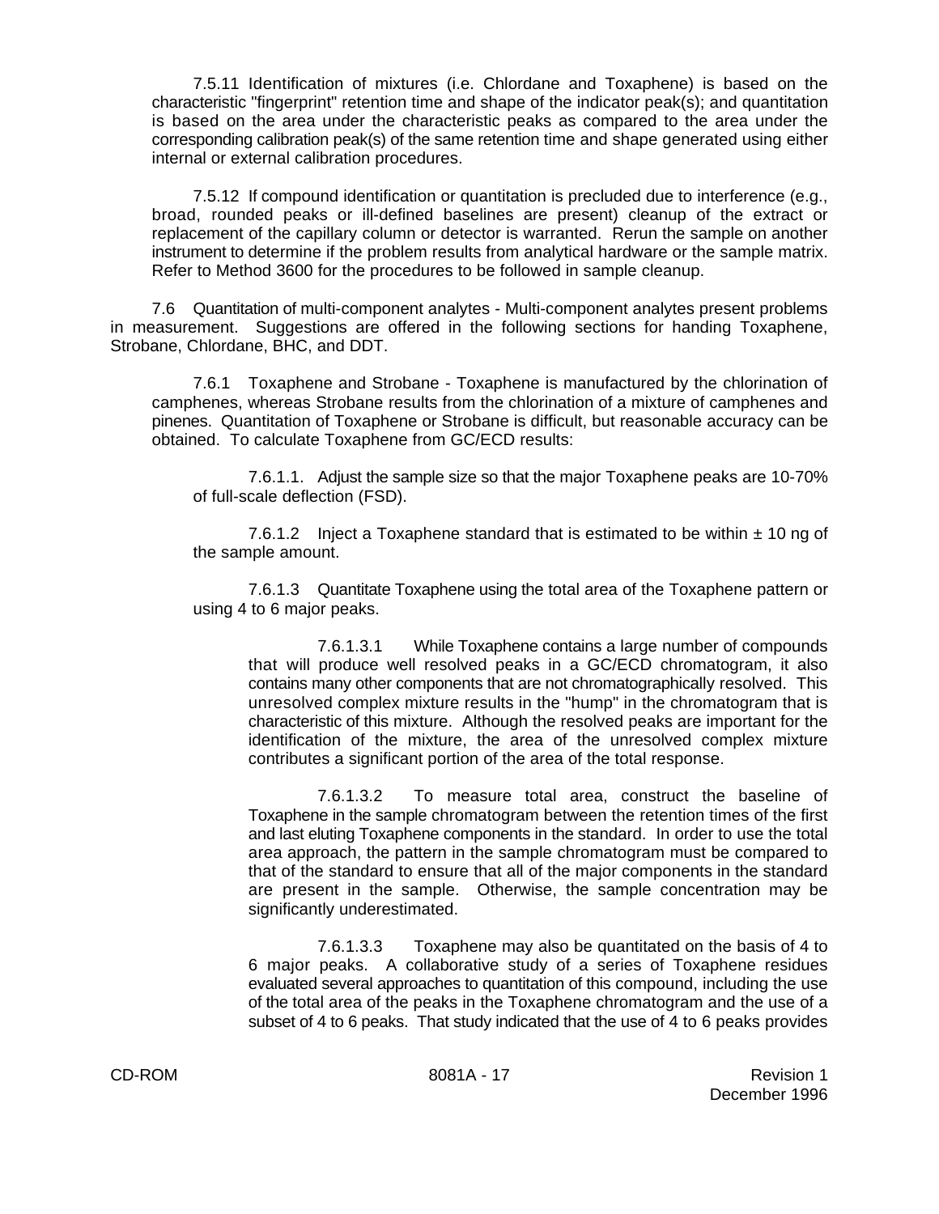7.5.11 Identification of mixtures (i.e. Chlordane and Toxaphene) is based on the characteristic "fingerprint" retention time and shape of the indicator peak(s); and quantitation is based on the area under the characteristic peaks as compared to the area under the corresponding calibration peak(s) of the same retention time and shape generated using either internal or external calibration procedures.

7.5.12 If compound identification or quantitation is precluded due to interference (e.g., broad, rounded peaks or ill-defined baselines are present) cleanup of the extract or replacement of the capillary column or detector is warranted. Rerun the sample on another instrument to determine if the problem results from analytical hardware or the sample matrix. Refer to Method 3600 for the procedures to be followed in sample cleanup.

7.6 Quantitation of multi-component analytes - Multi-component analytes present problems in measurement. Suggestions are offered in the following sections for handing Toxaphene, Strobane, Chlordane, BHC, and DDT.

7.6.1 Toxaphene and Strobane - Toxaphene is manufactured by the chlorination of camphenes, whereas Strobane results from the chlorination of a mixture of camphenes and pinenes. Quantitation of Toxaphene or Strobane is difficult, but reasonable accuracy can be obtained. To calculate Toxaphene from GC/ECD results:

7.6.1.1. Adjust the sample size so that the major Toxaphene peaks are 10-70% of full-scale deflection (FSD).

7.6.1.2 Inject a Toxaphene standard that is estimated to be within ± 10 ng of the sample amount.

7.6.1.3 Quantitate Toxaphene using the total area of the Toxaphene pattern or using 4 to 6 major peaks.

7.6.1.3.1 While Toxaphene contains a large number of compounds that will produce well resolved peaks in a GC/ECD chromatogram, it also contains many other components that are not chromatographically resolved. This unresolved complex mixture results in the "hump" in the chromatogram that is characteristic of this mixture. Although the resolved peaks are important for the identification of the mixture, the area of the unresolved complex mixture contributes a significant portion of the area of the total response.

7.6.1.3.2 To measure total area, construct the baseline of Toxaphene in the sample chromatogram between the retention times of the first and last eluting Toxaphene components in the standard. In order to use the total area approach, the pattern in the sample chromatogram must be compared to that of the standard to ensure that all of the major components in the standard are present in the sample. Otherwise, the sample concentration may be significantly underestimated.

7.6.1.3.3 Toxaphene may also be quantitated on the basis of 4 to 6 major peaks. A collaborative study of a series of Toxaphene residues evaluated several approaches to quantitation of this compound, including the use of the total area of the peaks in the Toxaphene chromatogram and the use of a subset of 4 to 6 peaks. That study indicated that the use of 4 to 6 peaks provides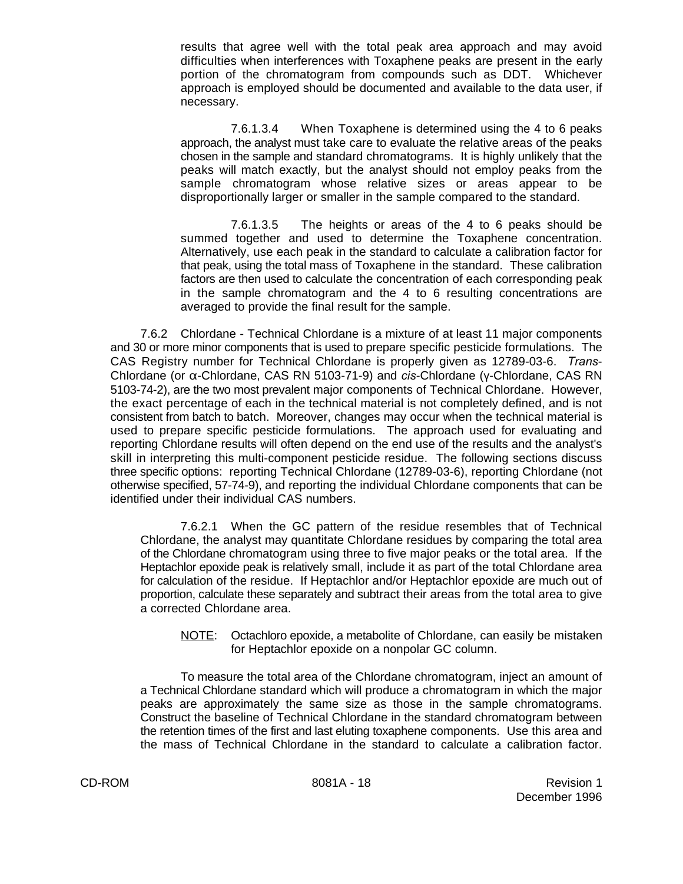results that agree well with the total peak area approach and may avoid difficulties when interferences with Toxaphene peaks are present in the early portion of the chromatogram from compounds such as DDT. Whichever approach is employed should be documented and available to the data user, if necessary.

7.6.1.3.4 When Toxaphene is determined using the 4 to 6 peaks approach, the analyst must take care to evaluate the relative areas of the peaks chosen in the sample and standard chromatograms. It is highly unlikely that the peaks will match exactly, but the analyst should not employ peaks from the sample chromatogram whose relative sizes or areas appear to be disproportionally larger or smaller in the sample compared to the standard.

7.6.1.3.5 The heights or areas of the 4 to 6 peaks should be summed together and used to determine the Toxaphene concentration. Alternatively, use each peak in the standard to calculate a calibration factor for that peak, using the total mass of Toxaphene in the standard. These calibration factors are then used to calculate the concentration of each corresponding peak in the sample chromatogram and the 4 to 6 resulting concentrations are averaged to provide the final result for the sample.

7.6.2 Chlordane - Technical Chlordane is a mixture of at least 11 major components and 30 or more minor components that is used to prepare specific pesticide formulations. The CAS Registry number for Technical Chlordane is properly given as 12789-03-6. *Trans*-Chlordane (or α-Chlordane, CAS RN 5103-71-9) and *cis*-Chlordane (γ-Chlordane, CAS RN 5103-74-2), are the two most prevalent major components of Technical Chlordane. However, the exact percentage of each in the technical material is not completely defined, and is not consistent from batch to batch. Moreover, changes may occur when the technical material is used to prepare specific pesticide formulations. The approach used for evaluating and reporting Chlordane results will often depend on the end use of the results and the analyst's skill in interpreting this multi-component pesticide residue. The following sections discuss three specific options: reporting Technical Chlordane (12789-03-6), reporting Chlordane (not otherwise specified, 57-74-9), and reporting the individual Chlordane components that can be identified under their individual CAS numbers.

7.6.2.1 When the GC pattern of the residue resembles that of Technical Chlordane, the analyst may quantitate Chlordane residues by comparing the total area of the Chlordane chromatogram using three to five major peaks or the total area. If the Heptachlor epoxide peak is relatively small, include it as part of the total Chlordane area for calculation of the residue. If Heptachlor and/or Heptachlor epoxide are much out of proportion, calculate these separately and subtract their areas from the total area to give a corrected Chlordane area.

NOTE: Octachloro epoxide, a metabolite of Chlordane, can easily be mistaken for Heptachlor epoxide on a nonpolar GC column.

To measure the total area of the Chlordane chromatogram, inject an amount of a Technical Chlordane standard which will produce a chromatogram in which the major peaks are approximately the same size as those in the sample chromatograms. Construct the baseline of Technical Chlordane in the standard chromatogram between the retention times of the first and last eluting toxaphene components. Use this area and the mass of Technical Chlordane in the standard to calculate a calibration factor.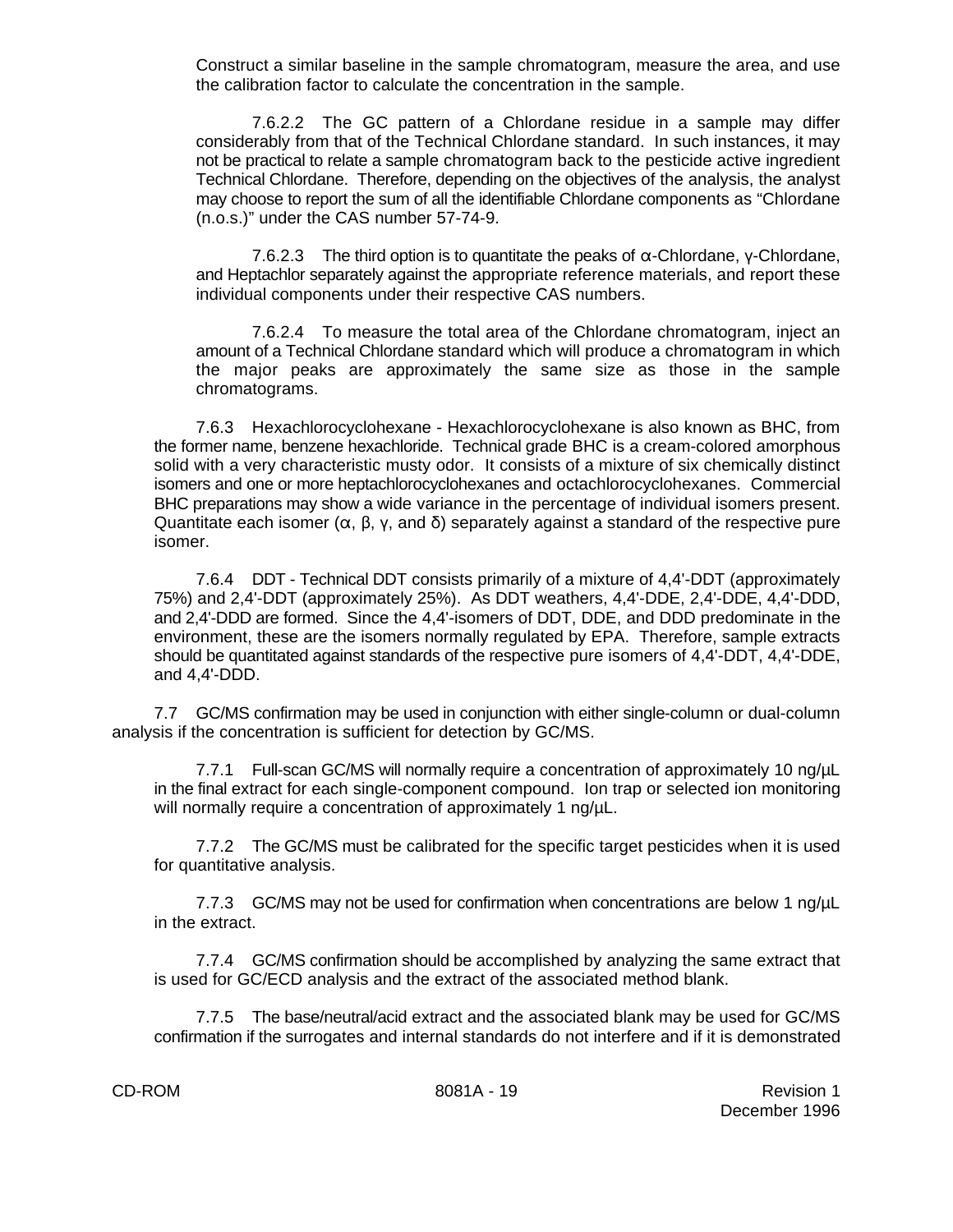Construct a similar baseline in the sample chromatogram, measure the area, and use the calibration factor to calculate the concentration in the sample.

7.6.2.2 The GC pattern of a Chlordane residue in a sample may differ considerably from that of the Technical Chlordane standard. In such instances, it may not be practical to relate a sample chromatogram back to the pesticide active ingredient Technical Chlordane. Therefore, depending on the objectives of the analysis, the analyst may choose to report the sum of all the identifiable Chlordane components as "Chlordane (n.o.s.)" under the CAS number 57-74-9.

7.6.2.3 The third option is to quantitate the peaks of α-Chlordane, γ-Chlordane, and Heptachlor separately against the appropriate reference materials, and report these individual components under their respective CAS numbers.

7.6.2.4 To measure the total area of the Chlordane chromatogram, inject an amount of a Technical Chlordane standard which will produce a chromatogram in which the major peaks are approximately the same size as those in the sample chromatograms.

7.6.3 Hexachlorocyclohexane - Hexachlorocyclohexane is also known as BHC, from the former name, benzene hexachloride. Technical grade BHC is a cream-colored amorphous solid with a very characteristic musty odor. It consists of a mixture of six chemically distinct isomers and one or more heptachlorocyclohexanes and octachlorocyclohexanes. Commercial BHC preparations may show a wide variance in the percentage of individual isomers present. Quantitate each isomer (α, β, γ, and δ) separately against a standard of the respective pure isomer.

7.6.4 DDT - Technical DDT consists primarily of a mixture of 4,4'-DDT (approximately 75%) and 2,4'-DDT (approximately 25%). As DDT weathers, 4,4'-DDE, 2,4'-DDE, 4,4'-DDD, and 2,4'-DDD are formed. Since the 4,4'-isomers of DDT, DDE, and DDD predominate in the environment, these are the isomers normally regulated by EPA. Therefore, sample extracts should be quantitated against standards of the respective pure isomers of 4,4'-DDT, 4,4'-DDE, and 4,4'-DDD.

7.7 GC/MS confirmation may be used in conjunction with either single-column or dual-column analysis if the concentration is sufficient for detection by GC/MS.

7.7.1 Full-scan GC/MS will normally require a concentration of approximately 10 ng/µL in the final extract for each single-component compound. Ion trap or selected ion monitoring will normally require a concentration of approximately 1 ng/µL.

7.7.2 The GC/MS must be calibrated for the specific target pesticides when it is used for quantitative analysis.

7.7.3 GC/MS may not be used for confirmation when concentrations are below 1 ng/µL in the extract.

7.7.4 GC/MS confirmation should be accomplished by analyzing the same extract that is used for GC/ECD analysis and the extract of the associated method blank.

7.7.5 The base/neutral/acid extract and the associated blank may be used for GC/MS confirmation if the surrogates and internal standards do not interfere and if it is demonstrated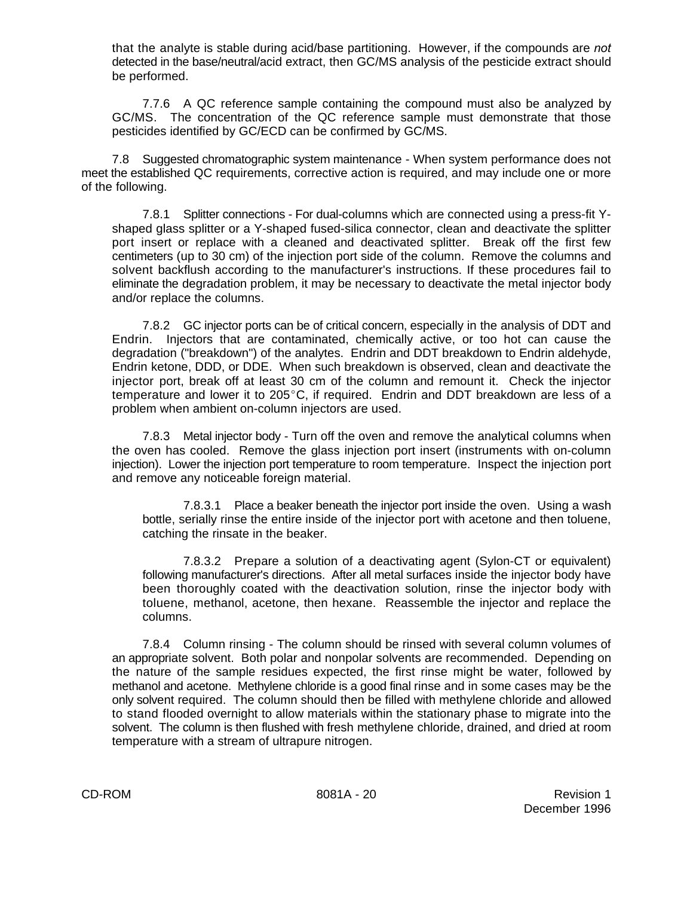that the analyte is stable during acid/base partitioning. However, if the compounds are *not* detected in the base/neutral/acid extract, then GC/MS analysis of the pesticide extract should be performed.

7.7.6 A QC reference sample containing the compound must also be analyzed by GC/MS. The concentration of the QC reference sample must demonstrate that those pesticides identified by GC/ECD can be confirmed by GC/MS.

7.8 Suggested chromatographic system maintenance - When system performance does not meet the established QC requirements, corrective action is required, and may include one or more of the following.

7.8.1 Splitter connections - For dual-columns which are connected using a press-fit Y-shaped glass splitter or a Y-shaped fused-silica connector, clean and deactivate the splitter port insert or replace with a cleaned and deactivated splitter. Break off the first few centimeters (up to 30 cm) of the injection port side of the column. Remove the columns and solvent backflush according to the manufacturer's instructions. If these procedures fail to eliminate the degradation problem, it may be necessary to deactivate the metal injector body and/or replace the columns.

7.8.2 GC injector ports can be of critical concern, especially in the analysis of DDT and Endrin. Injectors that are contaminated, chemically active, or too hot can cause the degradation ("breakdown") of the analytes. Endrin and DDT breakdown to Endrin aldehyde, Endrin ketone, DDD, or DDE. When such breakdown is observed, clean and deactivate the injector port, break off at least 30 cm of the column and remount it. Check the injector temperature and lower it to 205°C, if required. Endrin and DDT breakdown are less of a problem when ambient on-column injectors are used.

7.8.3 Metal injector body - Turn off the oven and remove the analytical columns when the oven has cooled. Remove the glass injection port insert (instruments with on-column injection). Lower the injection port temperature to room temperature. Inspect the injection port and remove any noticeable foreign material.

7.8.3.1 Place a beaker beneath the injector port inside the oven. Using a wash bottle, serially rinse the entire inside of the injector port with acetone and then toluene, catching the rinsate in the beaker.

7.8.3.2 Prepare a solution of a deactivating agent (Sylon-CT or equivalent) following manufacturer's directions. After all metal surfaces inside the injector body have been thoroughly coated with the deactivation solution, rinse the injector body with toluene, methanol, acetone, then hexane. Reassemble the injector and replace the columns.

7.8.4 Column rinsing - The column should be rinsed with several column volumes of an appropriate solvent. Both polar and nonpolar solvents are recommended. Depending on the nature of the sample residues expected, the first rinse might be water, followed by methanol and acetone. Methylene chloride is a good final rinse and in some cases may be the only solvent required. The column should then be filled with methylene chloride and allowed to stand flooded overnight to allow materials within the stationary phase to migrate into the solvent. The column is then flushed with fresh methylene chloride, drained, and dried at room temperature with a stream of ultrapure nitrogen.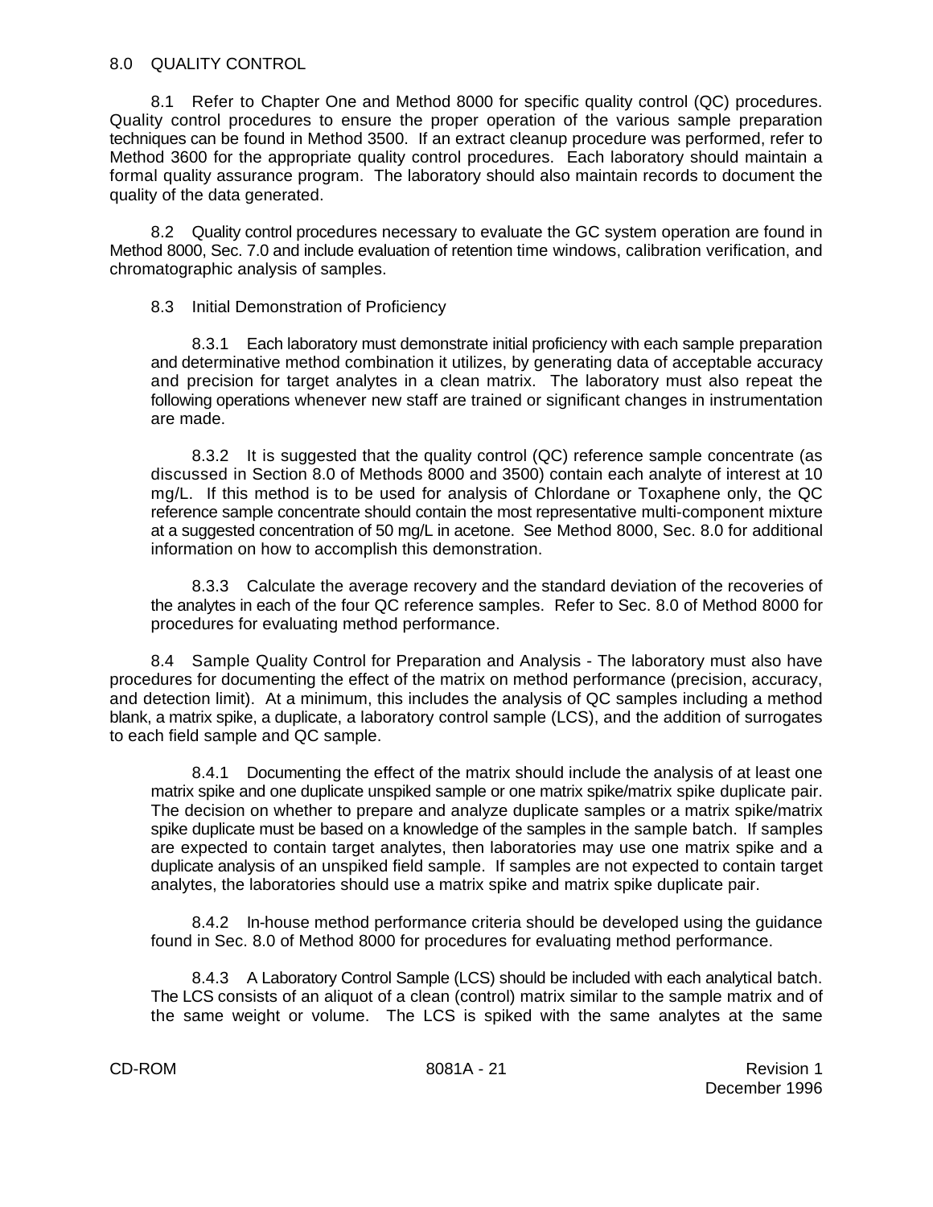## 8.0 QUALITY CONTROL

8.1 Refer to Chapter One and Method 8000 for specific quality control (QC) procedures. Quality control procedures to ensure the proper operation of the various sample preparation techniques can be found in Method 3500. If an extract cleanup procedure was performed, refer to Method 3600 for the appropriate quality control procedures. Each laboratory should maintain a formal quality assurance program. The laboratory should also maintain records to document the quality of the data generated.

8.2 Quality control procedures necessary to evaluate the GC system operation are found in Method 8000, Sec. 7.0 and include evaluation of retention time windows, calibration verification, and chromatographic analysis of samples.

8.3 Initial Demonstration of Proficiency

8.3.1 Each laboratory must demonstrate initial proficiency with each sample preparation and determinative method combination it utilizes, by generating data of acceptable accuracy and precision for target analytes in a clean matrix. The laboratory must also repeat the following operations whenever new staff are trained or significant changes in instrumentation are made.

8.3.2 It is suggested that the quality control (QC) reference sample concentrate (as discussed in Section 8.0 of Methods 8000 and 3500) contain each analyte of interest at 10 mg/L. If this method is to be used for analysis of Chlordane or Toxaphene only, the QC reference sample concentrate should contain the most representative multi-component mixture at a suggested concentration of 50 mg/L in acetone. See Method 8000, Sec. 8.0 for additional information on how to accomplish this demonstration.

8.3.3 Calculate the average recovery and the standard deviation of the recoveries of the analytes in each of the four QC reference samples. Refer to Sec. 8.0 of Method 8000 for procedures for evaluating method performance.

8.4 Sample Quality Control for Preparation and Analysis - The laboratory must also have procedures for documenting the effect of the matrix on method performance (precision, accuracy, and detection limit). At a minimum, this includes the analysis of QC samples including a method blank, a matrix spike, a duplicate, a laboratory control sample (LCS), and the addition of surrogates to each field sample and QC sample.

8.4.1 Documenting the effect of the matrix should include the analysis of at least one matrix spike and one duplicate unspiked sample or one matrix spike/matrix spike duplicate pair. The decision on whether to prepare and analyze duplicate samples or a matrix spike/matrix spike duplicate must be based on a knowledge of the samples in the sample batch. If samples are expected to contain target analytes, then laboratories may use one matrix spike and a duplicate analysis of an unspiked field sample. If samples are not expected to contain target analytes, the laboratories should use a matrix spike and matrix spike duplicate pair.

8.4.2 In-house method performance criteria should be developed using the guidance found in Sec. 8.0 of Method 8000 for procedures for evaluating method performance.

8.4.3 A Laboratory Control Sample (LCS) should be included with each analytical batch. The LCS consists of an aliquot of a clean (control) matrix similar to the sample matrix and of the same weight or volume. The LCS is spiked with the same analytes at the same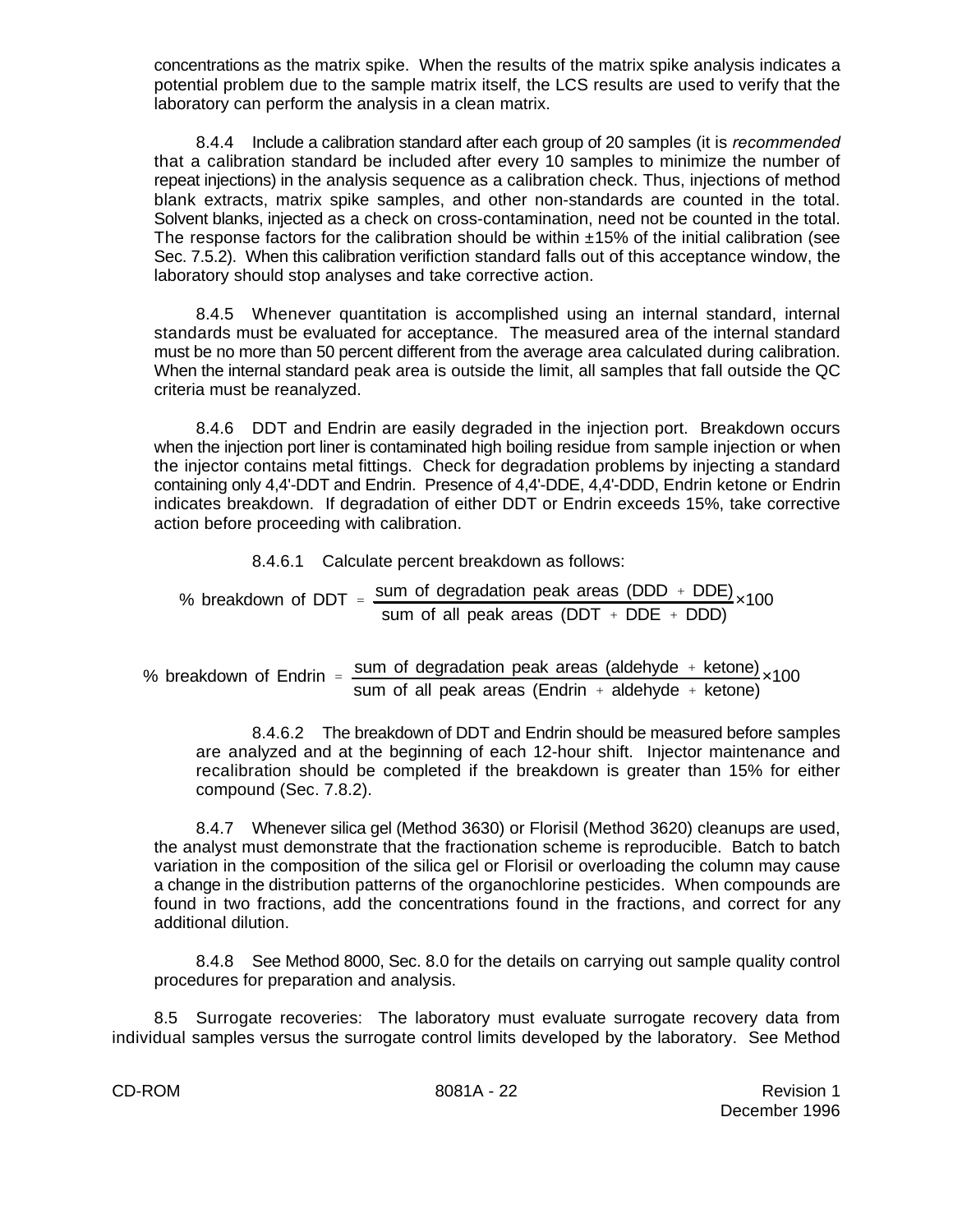concentrations as the matrix spike. When the results of the matrix spike analysis indicates a potential problem due to the sample matrix itself, the LCS results are used to verify that the laboratory can perform the analysis in a clean matrix.

8.4.4 Include a calibration standard after each group of 20 samples (it is *recommended* that a calibration standard be included after every 10 samples to minimize the number of repeat injections) in the analysis sequence as a calibration check. Thus, injections of method blank extracts, matrix spike samples, and other non-standards are counted in the total. Solvent blanks, injected as a check on cross-contamination, need not be counted in the total. The response factors for the calibration should be within ±15% of the initial calibration (see Sec. 7.5.2). When this calibration verifiction standard falls out of this acceptance window, the laboratory should stop analyses and take corrective action.

8.4.5 Whenever quantitation is accomplished using an internal standard, internal standards must be evaluated for acceptance. The measured area of the internal standard must be no more than 50 percent different from the average area calculated during calibration. When the internal standard peak area is outside the limit, all samples that fall outside the QC criteria must be reanalyzed.

8.4.6 DDT and Endrin are easily degraded in the injection port. Breakdown occurs when the injection port liner is contaminated high boiling residue from sample injection or when the injector contains metal fittings. Check for degradation problems by injecting a standard containing only 4,4'-DDT and Endrin. Presence of 4,4'-DDE, 4,4'-DDD, Endrin ketone or Endrin indicates breakdown. If degradation of either DDT or Endrin exceeds 15%, take corrective action before proceeding with calibration.

8.4.6.1 Calculate percent breakdown as follows:

$$\text{\% breakdown of DDT} = \frac{\text{sum of degradation peak areas (DDD + DDE)}}{\text{sum of all peak areas (DDT + DDE + DDD)}} \times 100$$

$$\text{\% breakdown of Endrin} = \frac{\text{sum of degradation peak areas (aldehyde + ketone)}}{\text{sum of all peak areas (Endrin + aldehyde + ketone)}} \times 100$$

8.4.6.2 The breakdown of DDT and Endrin should be measured before samples are analyzed and at the beginning of each 12-hour shift. Injector maintenance and recalibration should be completed if the breakdown is greater than 15% for either compound (Sec. 7.8.2).

8.4.7 Whenever silica gel (Method 3630) or Florisil (Method 3620) cleanups are used, the analyst must demonstrate that the fractionation scheme is reproducible. Batch to batch variation in the composition of the silica gel or Florisil or overloading the column may cause a change in the distribution patterns of the organochlorine pesticides. When compounds are found in two fractions, add the concentrations found in the fractions, and correct for any additional dilution.

8.4.8 See Method 8000, Sec. 8.0 for the details on carrying out sample quality control procedures for preparation and analysis.

8.5 Surrogate recoveries: The laboratory must evaluate surrogate recovery data from individual samples versus the surrogate control limits developed by the laboratory. See Method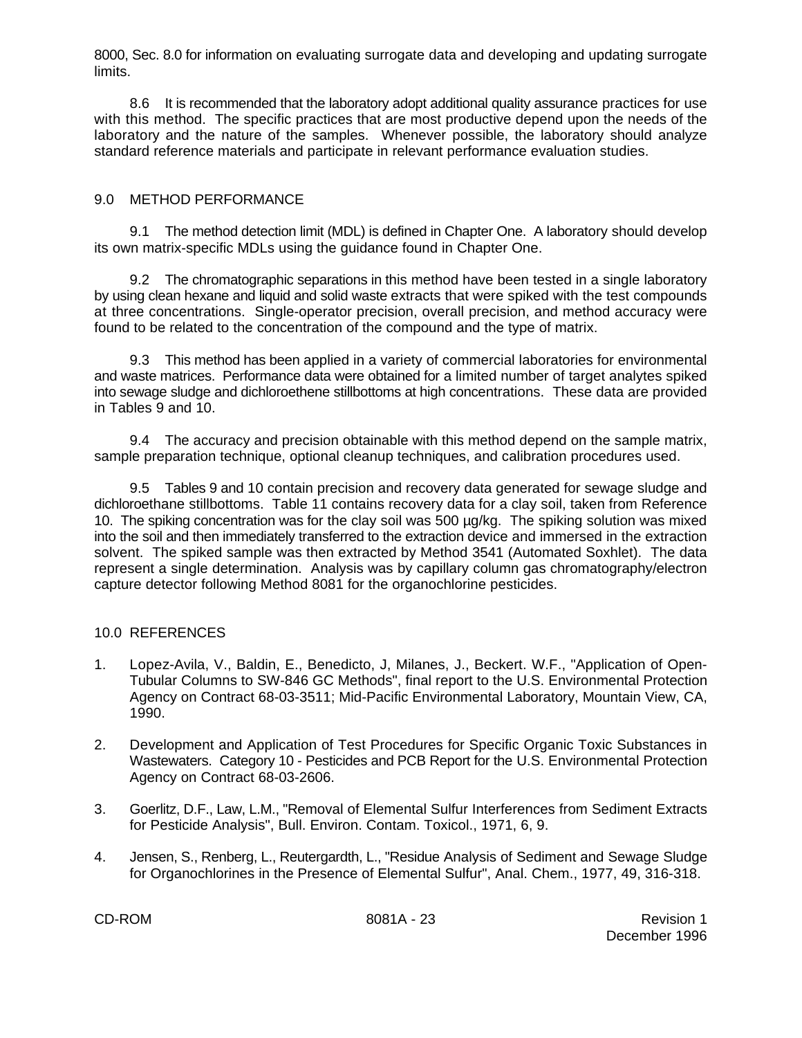8000, Sec. 8.0 for information on evaluating surrogate data and developing and updating surrogate limits.

8.6 It is recommended that the laboratory adopt additional quality assurance practices for use with this method. The specific practices that are most productive depend upon the needs of the laboratory and the nature of the samples. Whenever possible, the laboratory should analyze standard reference materials and participate in relevant performance evaluation studies.

## 9.0 METHOD PERFORMANCE

9.1 The method detection limit (MDL) is defined in Chapter One. A laboratory should develop its own matrix-specific MDLs using the guidance found in Chapter One.

9.2 The chromatographic separations in this method have been tested in a single laboratory by using clean hexane and liquid and solid waste extracts that were spiked with the test compounds at three concentrations. Single-operator precision, overall precision, and method accuracy were found to be related to the concentration of the compound and the type of matrix.

9.3 This method has been applied in a variety of commercial laboratories for environmental and waste matrices. Performance data were obtained for a limited number of target analytes spiked into sewage sludge and dichloroethene stillbottoms at high concentrations. These data are provided in Tables 9 and 10.

9.4 The accuracy and precision obtainable with this method depend on the sample matrix, sample preparation technique, optional cleanup techniques, and calibration procedures used.

9.5 Tables 9 and 10 contain precision and recovery data generated for sewage sludge and dichloroethane stillbottoms. Table 11 contains recovery data for a clay soil, taken from Reference 10. The spiking concentration was for the clay soil was 500 µg/kg. The spiking solution was mixed into the soil and then immediately transferred to the extraction device and immersed in the extraction solvent. The spiked sample was then extracted by Method 3541 (Automated Soxhlet). The data represent a single determination. Analysis was by capillary column gas chromatography/electron capture detector following Method 8081 for the organochlorine pesticides.

## 10.0 REFERENCES

1. Lopez-Avila, V., Baldin, E., Benedicto, J, Milanes, J., Beckert. W.F., "Application of Open-Tubular Columns to SW-846 GC Methods", final report to the U.S. Environmental Protection Agency on Contract 68-03-3511; Mid-Pacific Environmental Laboratory, Mountain View, CA, 1990.

2. Development and Application of Test Procedures for Specific Organic Toxic Substances in Wastewaters. Category 10 - Pesticides and PCB Report for the U.S. Environmental Protection Agency on Contract 68-03-2606.

3. Goerlitz, D.F., Law, L.M., "Removal of Elemental Sulfur Interferences from Sediment Extracts for Pesticide Analysis", Bull. Environ. Contam. Toxicol., 1971, 6, 9.

4. Jensen, S., Renberg, L., Reutergardth, L., "Residue Analysis of Sediment and Sewage Sludge for Organochlorines in the Presence of Elemental Sulfur", Anal. Chem., 1977, 49, 316-318.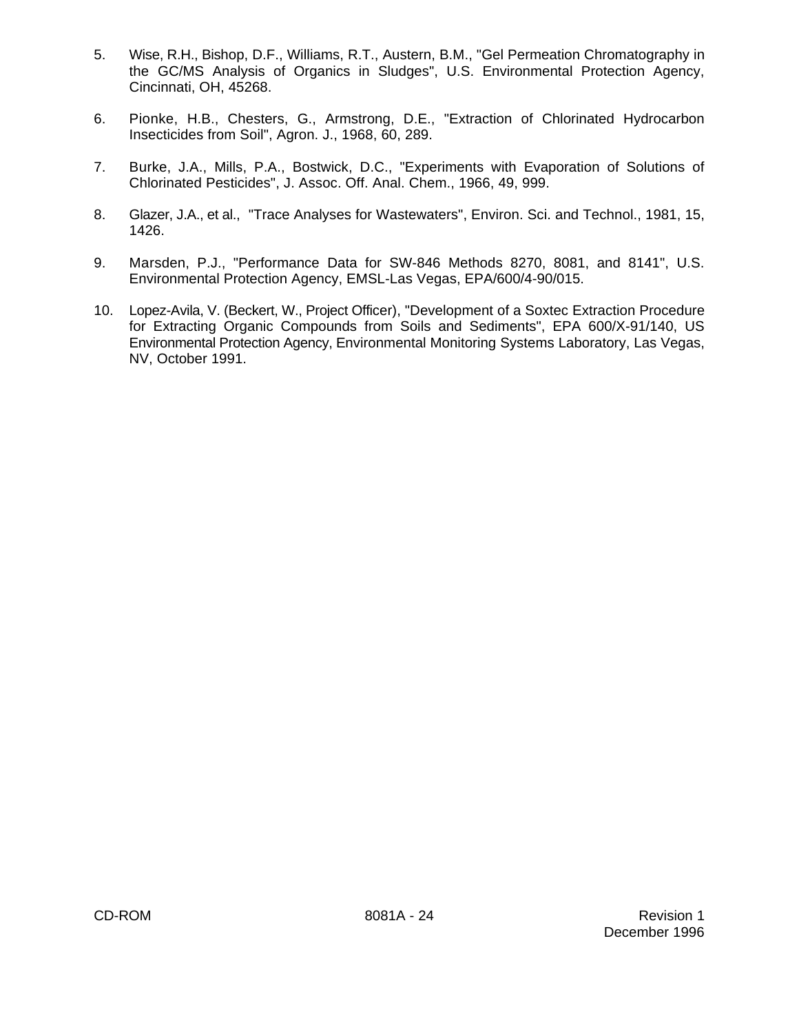5. Wise, R.H., Bishop, D.F., Williams, R.T., Austern, B.M., "Gel Permeation Chromatography in the GC/MS Analysis of Organics in Sludges", U.S. Environmental Protection Agency, Cincinnati, OH, 45268.

6. Pionke, H.B., Chesters, G., Armstrong, D.E., "Extraction of Chlorinated Hydrocarbon Insecticides from Soil", Agron. J., 1968, 60, 289.

7. Burke, J.A., Mills, P.A., Bostwick, D.C., "Experiments with Evaporation of Solutions of Chlorinated Pesticides", J. Assoc. Off. Anal. Chem., 1966, 49, 999.

8. Glazer, J.A., et al., "Trace Analyses for Wastewaters", Environ. Sci. and Technol., 1981, 15, 1426.

9. Marsden, P.J., "Performance Data for SW-846 Methods 8270, 8081, and 8141", U.S. Environmental Protection Agency, EMSL-Las Vegas, EPA/600/4-90/015.

10. Lopez-Avila, V. (Beckert, W., Project Officer), "Development of a Soxtec Extraction Procedure for Extracting Organic Compounds from Soils and Sediments", EPA 600/X-91/140, US Environmental Protection Agency, Environmental Monitoring Systems Laboratory, Las Vegas, NV, October 1991.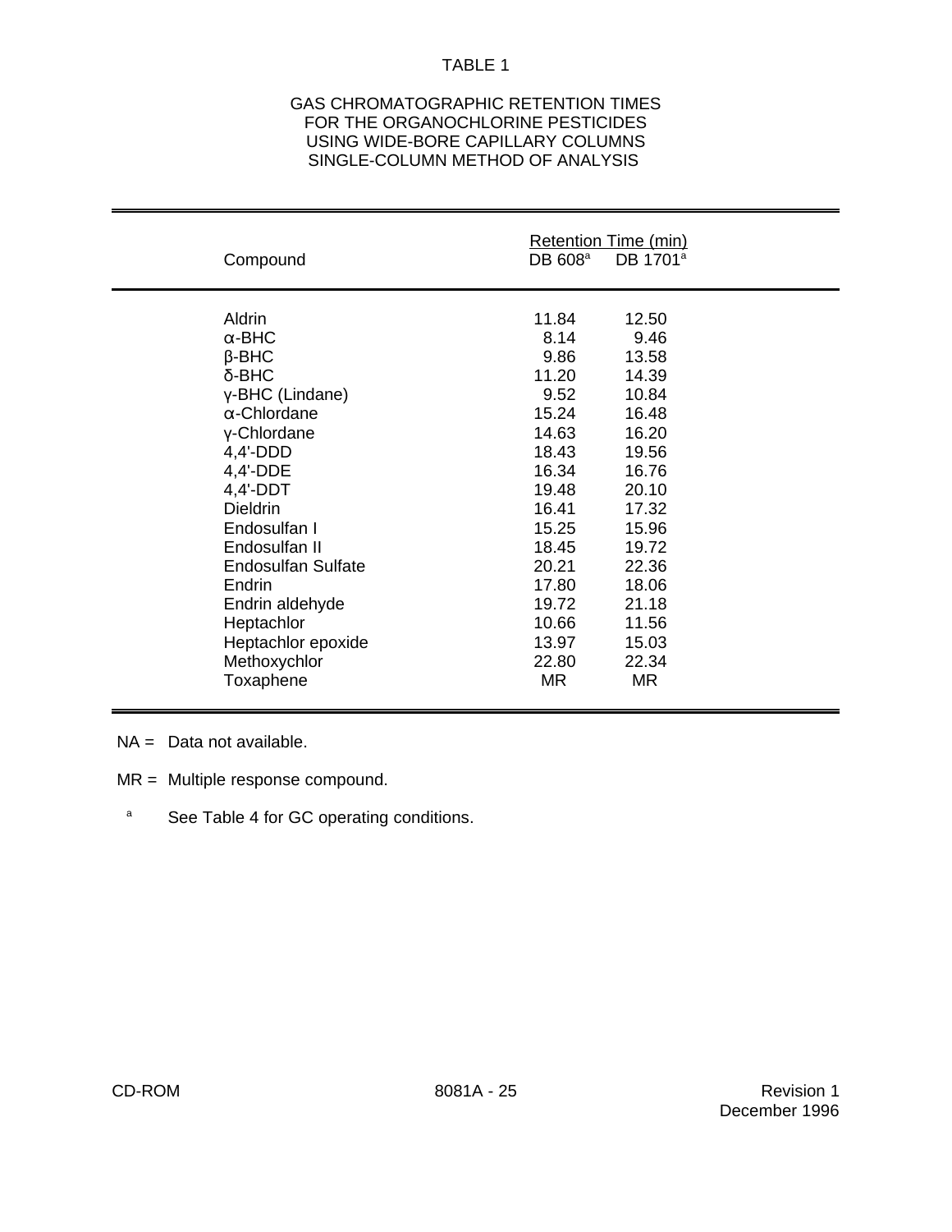TABLE 1

GAS CHROMATOGRAPHIC RETENTION TIMES
FOR THE ORGANOCHLORINE PESTICIDES
USING WIDE-BORE CAPILLARY COLUMNS
SINGLE-COLUMN METHOD OF ANALYSIS

| Compound | Retention Time (min) DB 608[a] | DB 1701[a] |
|---|---|---|
| Aldrin | 11.84 | 12.50 |
| α-BHC | 8.14 | 9.46 |
| β-BHC | 9.86 | 13.58 |
| δ-BHC | 11.20 | 14.39 |
| γ-BHC (Lindane) | 9.52 | 10.84 |
| α-Chlordane | 15.24 | 16.48 |
| γ-Chlordane | 14.63 | 16.20 |
| 4,4'-DDD | 18.43 | 19.56 |
| 4,4'-DDE | 16.34 | 16.76 |
| 4,4'-DDT | 19.48 | 20.10 |
| Dieldrin | 16.41 | 17.32 |
| Endosulfan I | 15.25 | 15.96 |
| Endosulfan II | 18.45 | 19.72 |
| Endosulfan Sulfate | 20.21 | 22.36 |
| Endrin | 17.80 | 18.06 |
| Endrin aldehyde | 19.72 | 21.18 |
| Heptachlor | 10.66 | 11.56 |
| Heptachlor epoxide | 13.97 | 15.03 |
| Methoxychlor | 22.80 | 22.34 |
| Toxaphene | MR | MR |

NA = Data not available.

MR = Multiple response compound.

[a] See Table 4 for GC operating conditions.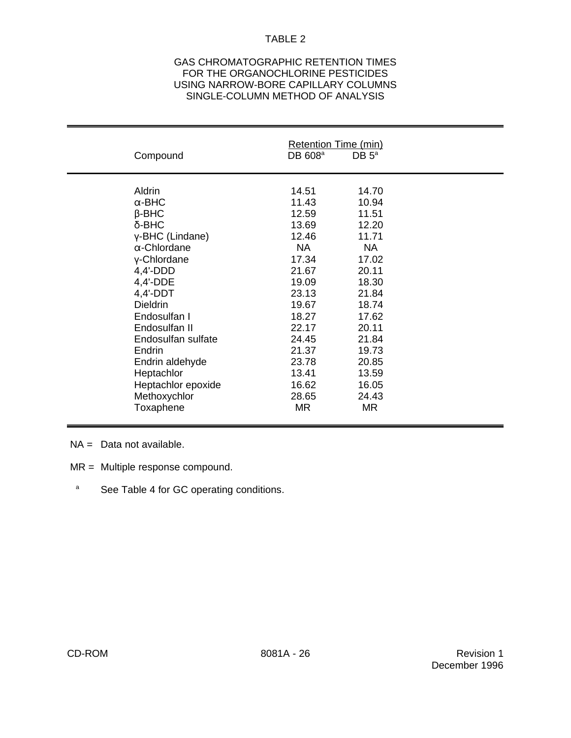TABLE 2

GAS CHROMATOGRAPHIC RETENTION TIMES
FOR THE ORGANOCHLORINE PESTICIDES
USING NARROW-BORE CAPILLARY COLUMNS
SINGLE-COLUMN METHOD OF ANALYSIS

| Compound | Retention Time (min) | |
|---|---|---|
| | DB 608[a] | DB 5[a] |
| Aldrin | 14.51 | 14.70 |
| α-BHC | 11.43 | 10.94 |
| β-BHC | 12.59 | 11.51 |
| δ-BHC | 13.69 | 12.20 |
| γ-BHC (Lindane) | 12.46 | 11.71 |
| α-Chlordane | NA | NA |
| γ-Chlordane | 17.34 | 17.02 |
| 4,4'-DDD | 21.67 | 20.11 |
| 4,4'-DDE | 19.09 | 18.30 |
| 4,4'-DDT | 23.13 | 21.84 |
| Dieldrin | 19.67 | 18.74 |
| Endosulfan I | 18.27 | 17.62 |
| Endosulfan II | 22.17 | 20.11 |
| Endosulfan sulfate | 24.45 | 21.84 |
| Endrin | 21.37 | 19.73 |
| Endrin aldehyde | 23.78 | 20.85 |
| Heptachlor | 13.41 | 13.59 |
| Heptachlor epoxide | 16.62 | 16.05 |
| Methoxychlor | 28.65 | 24.43 |
| Toxaphene | MR | MR |

NA = Data not available.

MR = Multiple response compound.

[a] See Table 4 for GC operating conditions.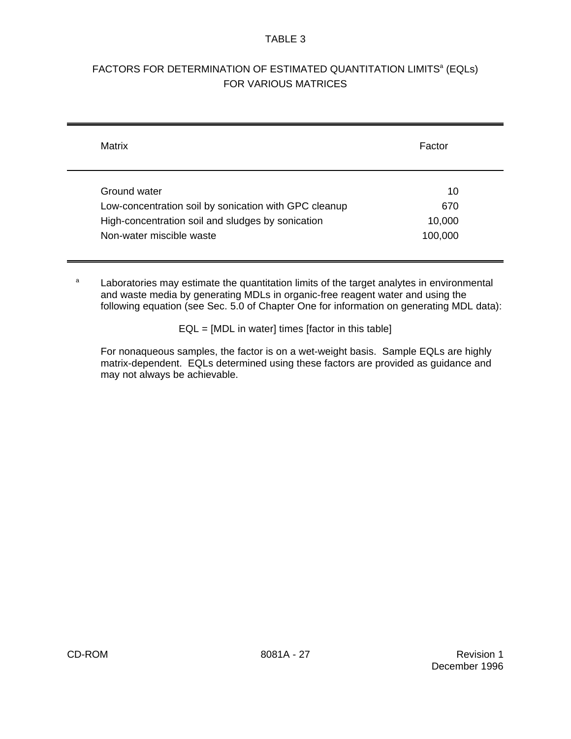TABLE 3

FACTORS FOR DETERMINATION OF ESTIMATED QUANTITATION LIMITS[a] (EQLs) FOR VARIOUS MATRICES

| Matrix | Factor |
|---|---|
| Ground water | 10 |
| Low-concentration soil by sonication with GPC cleanup | 670 |
| High-concentration soil and sludges by sonication | 10,000 |
| Non-water miscible waste | 100,000 |

[a] Laboratories may estimate the quantitation limits of the target analytes in environmental and waste media by generating MDLs in organic-free reagent water and using the following equation (see Sec. 5.0 of Chapter One for information on generating MDL data):

EQL = [MDL in water] times [factor in this table]

For nonaqueous samples, the factor is on a wet-weight basis. Sample EQLs are highly matrix-dependent. EQLs determined using these factors are provided as guidance and may not always be achievable.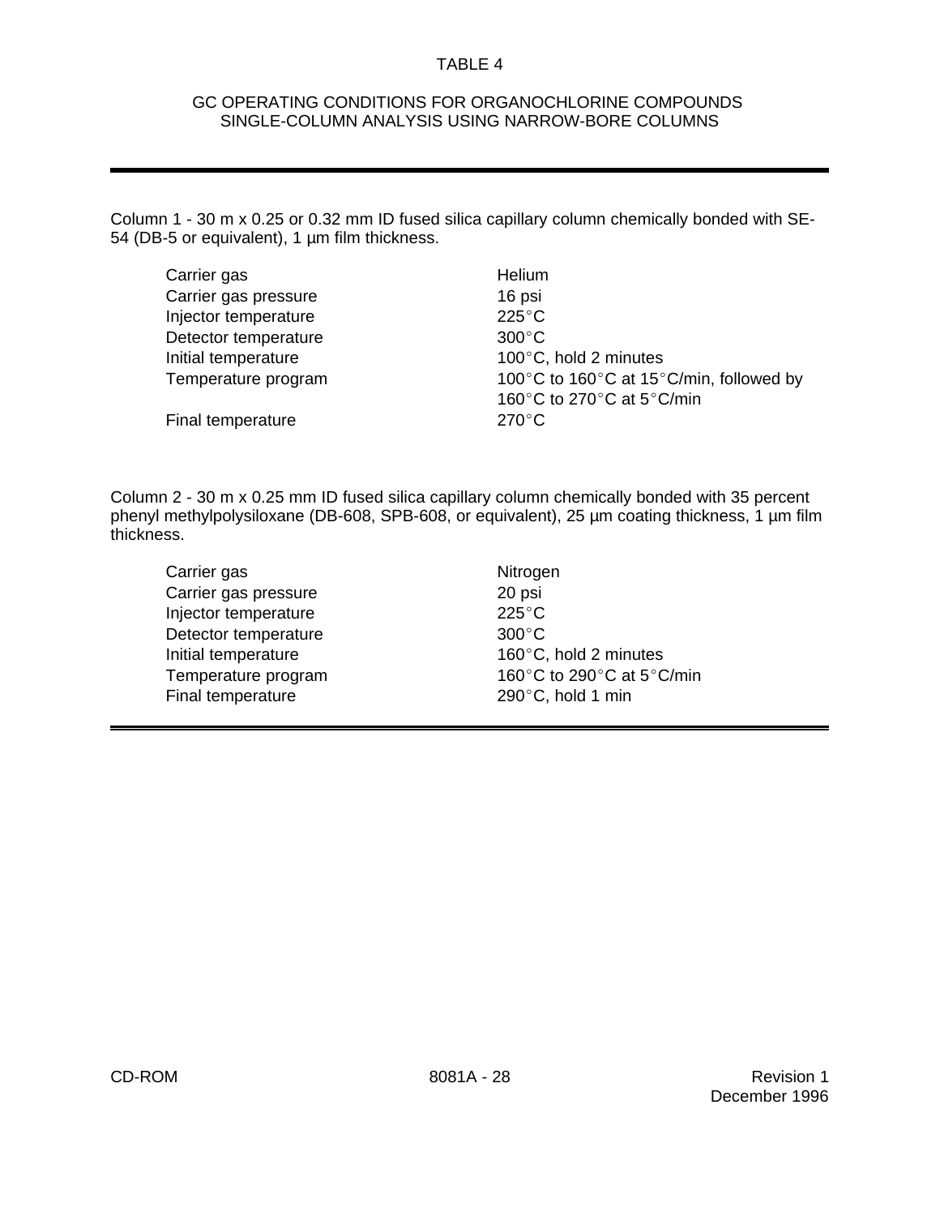# TABLE 4

## GC OPERATING CONDITIONS FOR ORGANOCHLORINE COMPOUNDS SINGLE-COLUMN ANALYSIS USING NARROW-BORE COLUMNS

---

Column 1 - 30 m x 0.25 or 0.32 mm ID fused silica capillary column chemically bonded with SE-54 (DB-5 or equivalent), 1 µm film thickness.

| | |
|---|---|
| Carrier gas | Helium |
| Carrier gas pressure | 16 psi |
| Injector temperature | 225°C |
| Detector temperature | 300°C |
| Initial temperature | 100°C, hold 2 minutes |
| Temperature program | 100°C to 160°C at 15°C/min, followed by 160°C to 270°C at 5°C/min |
| Final temperature | 270°C |

Column 2 - 30 m x 0.25 mm ID fused silica capillary column chemically bonded with 35 percent phenyl methylpolysiloxane (DB-608, SPB-608, or equivalent), 25 µm coating thickness, 1 µm film thickness.

| | |
|---|---|
| Carrier gas | Nitrogen |
| Carrier gas pressure | 20 psi |
| Injector temperature | 225°C |
| Detector temperature | 300°C |
| Initial temperature | 160°C, hold 2 minutes |
| Temperature program | 160°C to 290°C at 5°C/min |
| Final temperature | 290°C, hold 1 min |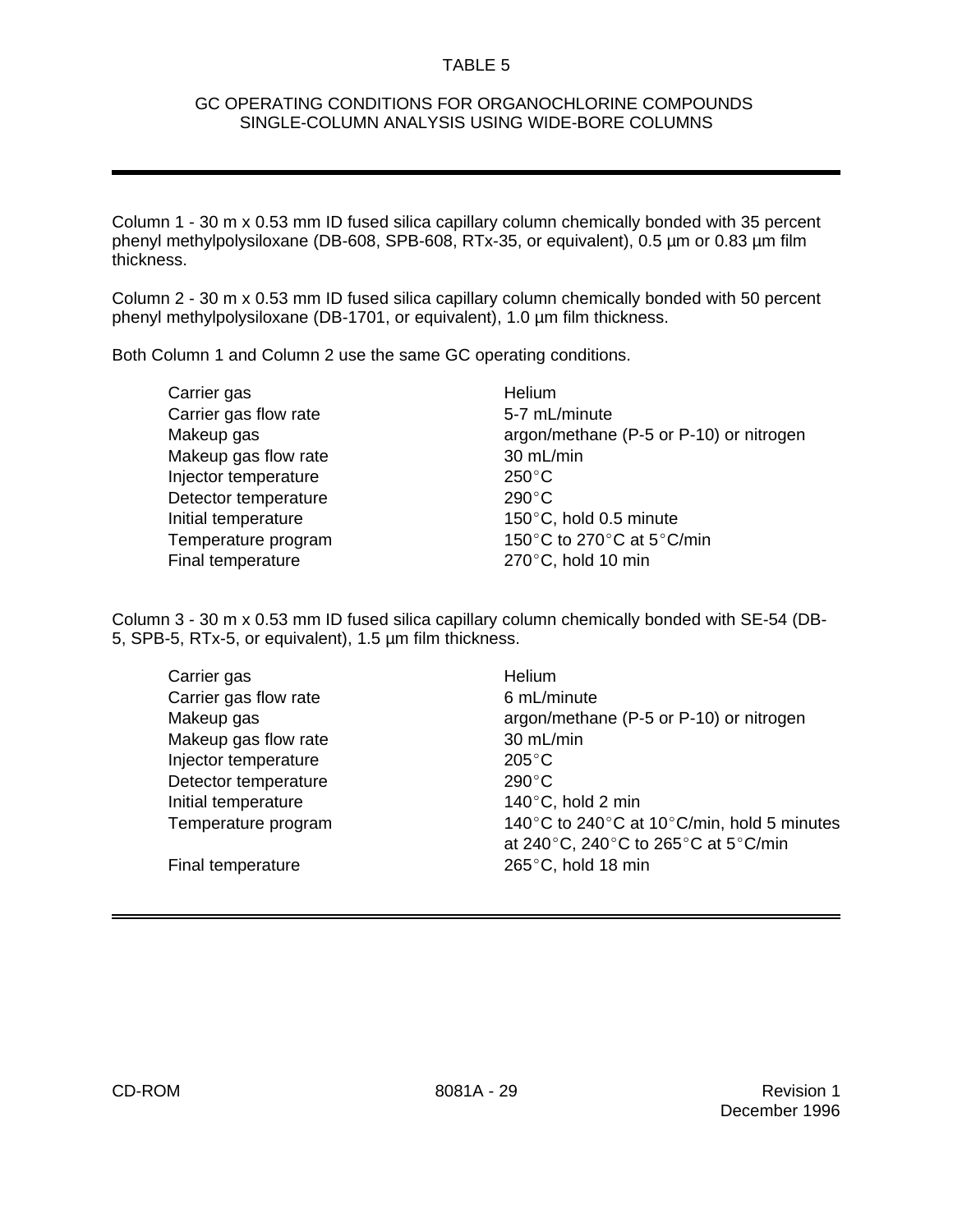# TABLE 5

## GC OPERATING CONDITIONS FOR ORGANOCHLORINE COMPOUNDS SINGLE-COLUMN ANALYSIS USING WIDE-BORE COLUMNS

---

Column 1 - 30 m x 0.53 mm ID fused silica capillary column chemically bonded with 35 percent phenyl methylpolysiloxane (DB-608, SPB-608, RTx-35, or equivalent), 0.5 µm or 0.83 µm film thickness.

Column 2 - 30 m x 0.53 mm ID fused silica capillary column chemically bonded with 50 percent phenyl methylpolysiloxane (DB-1701, or equivalent), 1.0 µm film thickness.

Both Column 1 and Column 2 use the same GC operating conditions.

| | |
|---|---|
| Carrier gas | Helium |
| Carrier gas flow rate | 5-7 mL/minute |
| Makeup gas | argon/methane (P-5 or P-10) or nitrogen |
| Makeup gas flow rate | 30 mL/min |
| Injector temperature | 250°C |
| Detector temperature | 290°C |
| Initial temperature | 150°C, hold 0.5 minute |
| Temperature program | 150°C to 270°C at 5°C/min |
| Final temperature | 270°C, hold 10 min |

Column 3 - 30 m x 0.53 mm ID fused silica capillary column chemically bonded with SE-54 (DB-5, SPB-5, RTx-5, or equivalent), 1.5 µm film thickness.

| | |
|---|---|
| Carrier gas | Helium |
| Carrier gas flow rate | 6 mL/minute |
| Makeup gas | argon/methane (P-5 or P-10) or nitrogen |
| Makeup gas flow rate | 30 mL/min |
| Injector temperature | 205°C |
| Detector temperature | 290°C |
| Initial temperature | 140°C, hold 2 min |
| Temperature program | 140°C to 240°C at 10°C/min, hold 5 minutes at 240°C, 240°C to 265°C at 5°C/min |
| Final temperature | 265°C, hold 18 min |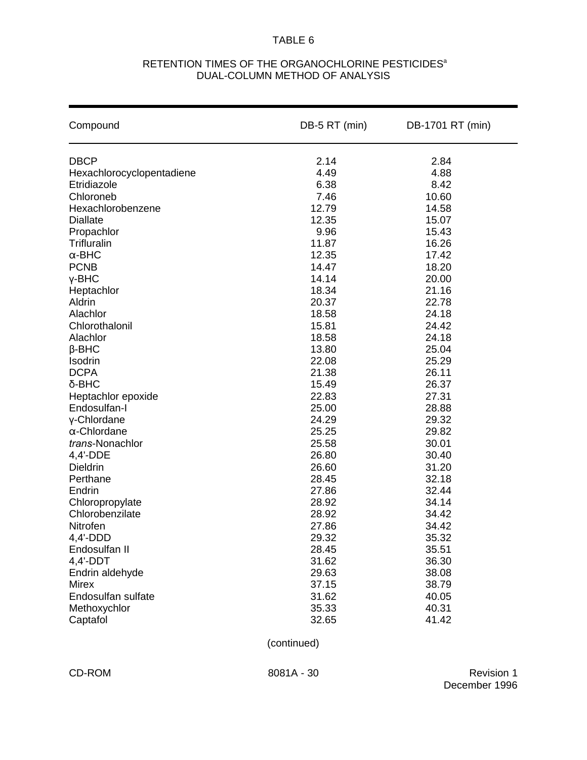TABLE 6

RETENTION TIMES OF THE ORGANOCHLORINE PESTICIDES[a]
DUAL-COLUMN METHOD OF ANALYSIS

| Compound | DB-5 RT (min) | DB-1701 RT (min) |
|---|---|---|
| DBCP | 2.14 | 2.84 |
| Hexachlorocyclopentadiene | 4.49 | 4.88 |
| Etridiazole | 6.38 | 8.42 |
| Chloroneb | 7.46 | 10.60 |
| Hexachlorobenzene | 12.79 | 14.58 |
| Diallate | 12.35 | 15.07 |
| Propachlor | 9.96 | 15.43 |
| Trifluralin | 11.87 | 16.26 |
| α-BHC | 12.35 | 17.42 |
| PCNB | 14.47 | 18.20 |
| γ-BHC | 14.14 | 20.00 |
| Heptachlor | 18.34 | 21.16 |
| Aldrin | 20.37 | 22.78 |
| Alachlor | 18.58 | 24.18 |
| Chlorothalonil | 15.81 | 24.42 |
| Alachlor | 18.58 | 24.18 |
| β-BHC | 13.80 | 25.04 |
| Isodrin | 22.08 | 25.29 |
| DCPA | 21.38 | 26.11 |
| δ-BHC | 15.49 | 26.37 |
| Heptachlor epoxide | 22.83 | 27.31 |
| Endosulfan-I | 25.00 | 28.88 |
| γ-Chlordane | 24.29 | 29.32 |
| α-Chlordane | 25.25 | 29.82 |
| *trans*-Nonachlor | 25.58 | 30.01 |
| 4,4'-DDE | 26.80 | 30.40 |
| Dieldrin | 26.60 | 31.20 |
| Perthane | 28.45 | 32.18 |
| Endrin | 27.86 | 32.44 |
| Chloropropylate | 28.92 | 34.14 |
| Chlorobenzilate | 28.92 | 34.42 |
| Nitrofen | 27.86 | 34.42 |
| 4,4'-DDD | 29.32 | 35.32 |
| Endosulfan II | 28.45 | 35.51 |
| 4,4'-DDT | 31.62 | 36.30 |
| Endrin aldehyde | 29.63 | 38.08 |
| Mirex | 37.15 | 38.79 |
| Endosulfan sulfate | 31.62 | 40.05 |
| Methoxychlor | 35.33 | 40.31 |
| Captafol | 32.65 | 41.42 |

(continued)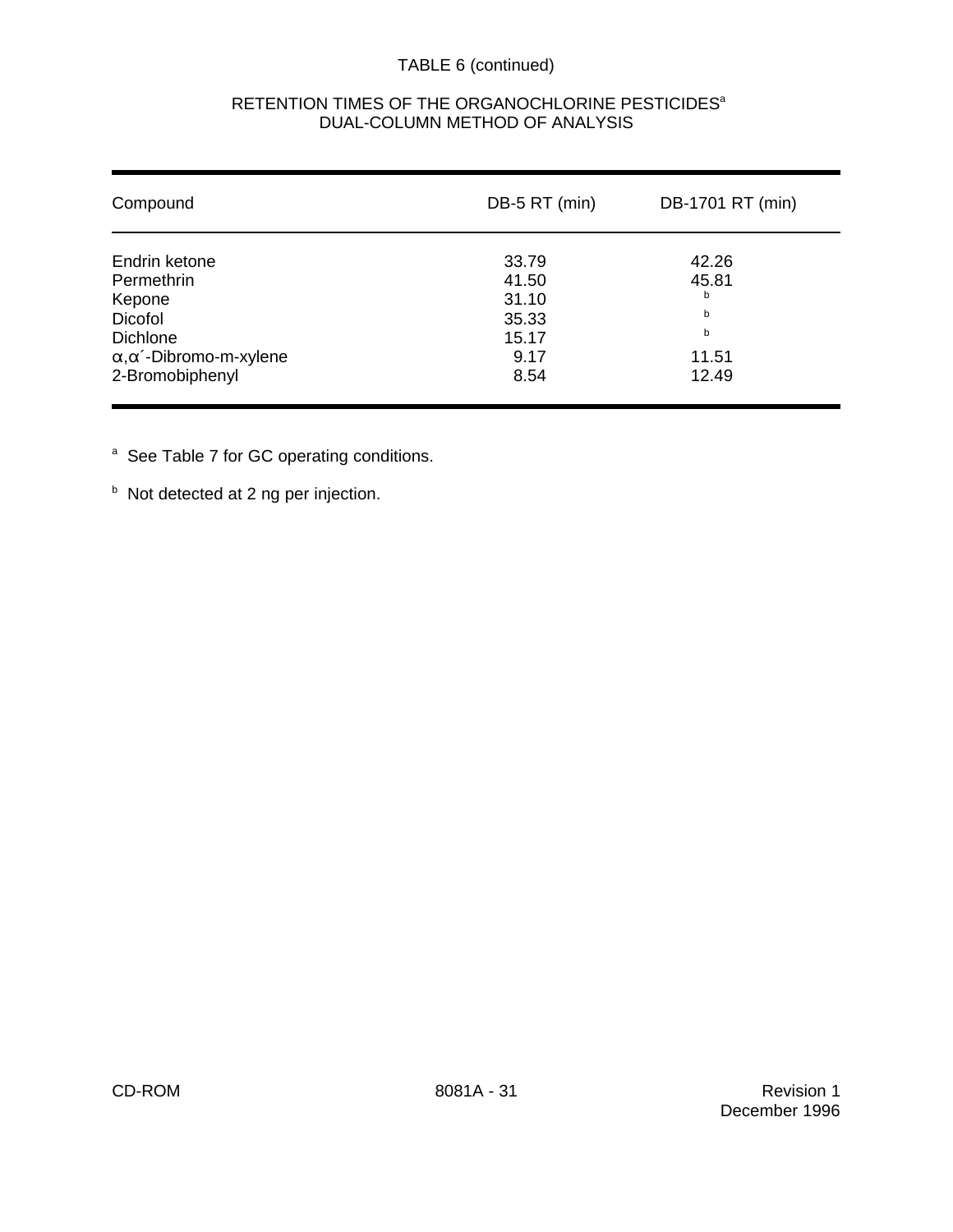TABLE 6 (continued)

RETENTION TIMES OF THE ORGANOCHLORINE PESTICIDES[a]
DUAL-COLUMN METHOD OF ANALYSIS

| Compound | DB-5 RT (min) | DB-1701 RT (min) |
|---|---|---|
| Endrin ketone | 33.79 | 42.26 |
| Permethrin | 41.50 | 45.81 |
| Kepone | 31.10 | [b] |
| Dicofol | 35.33 | [b] |
| Dichlone | 15.17 | [b] |
| α,α´-Dibromo-m-xylene | 9.17 | 11.51 |
| 2-Bromobiphenyl | 8.54 | 12.49 |

[a] See Table 7 for GC operating conditions.

[b] Not detected at 2 ng per injection.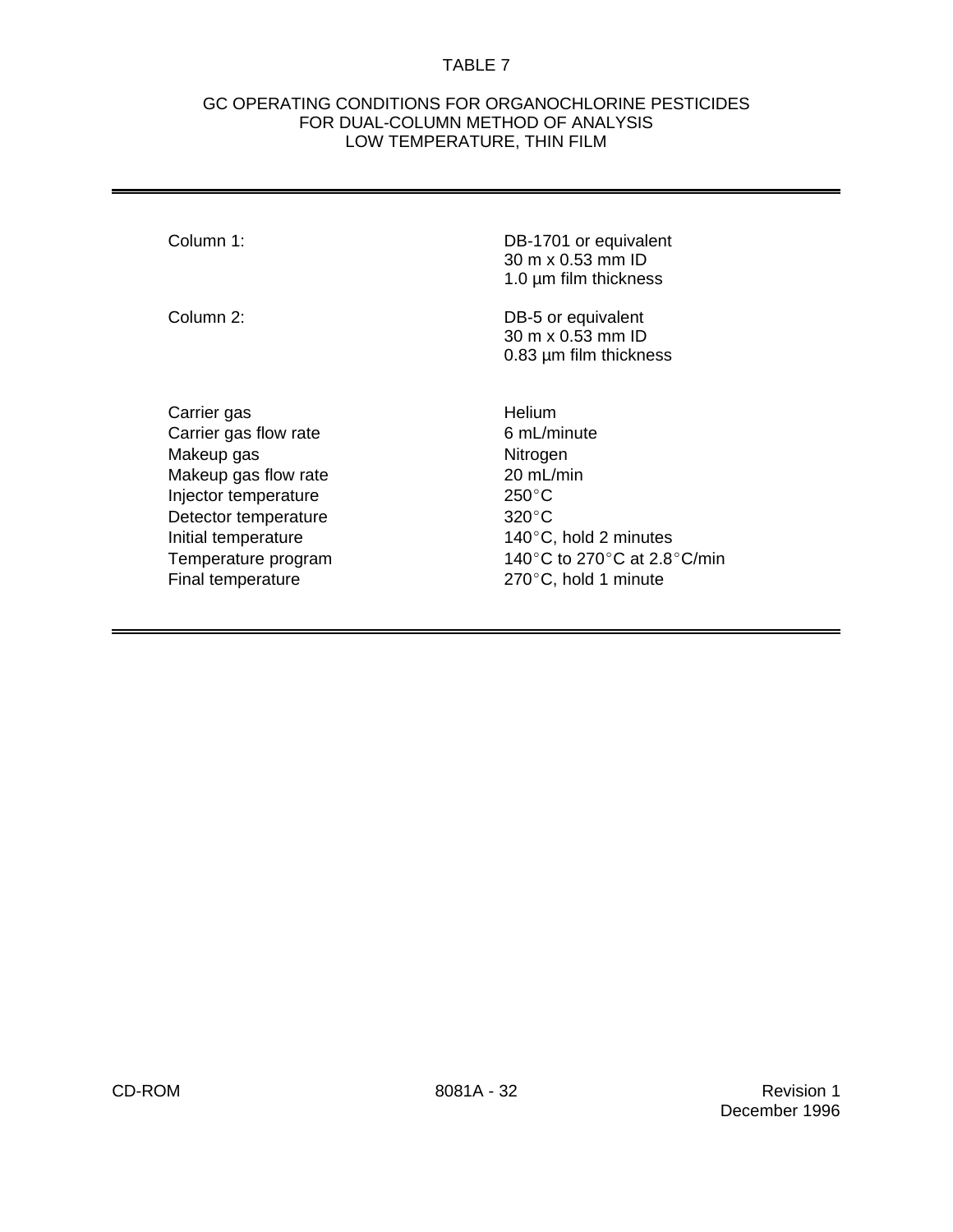# TABLE 7

## GC OPERATING CONDITIONS FOR ORGANOCHLORINE PESTICIDES FOR DUAL-COLUMN METHOD OF ANALYSIS LOW TEMPERATURE, THIN FILM

| | |
|---|---|
| Column 1: | DB-1701 or equivalent<br>30 m x 0.53 mm ID<br>1.0 µm film thickness |
| Column 2: | DB-5 or equivalent<br>30 m x 0.53 mm ID<br>0.83 µm film thickness |
| Carrier gas | Helium |
| Carrier gas flow rate | 6 mL/minute |
| Makeup gas | Nitrogen |
| Makeup gas flow rate | 20 mL/min |
| Injector temperature | 250°C |
| Detector temperature | 320°C |
| Initial temperature | 140°C, hold 2 minutes |
| Temperature program | 140°C to 270°C at 2.8°C/min |
| Final temperature | 270°C, hold 1 minute |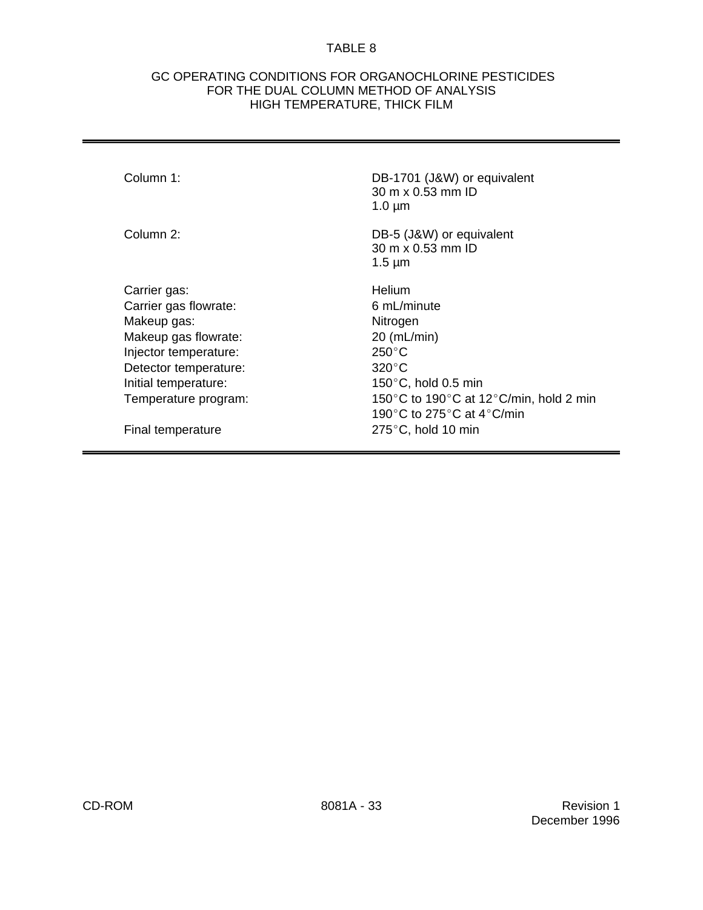TABLE 8

GC OPERATING CONDITIONS FOR ORGANOCHLORINE PESTICIDES
FOR THE DUAL COLUMN METHOD OF ANALYSIS
HIGH TEMPERATURE, THICK FILM

| | |
|---|---|
| Column 1: | DB-1701 (J&W) or equivalent<br>30 m x 0.53 mm ID<br>1.0 µm |
| Column 2: | DB-5 (J&W) or equivalent<br>30 m x 0.53 mm ID<br>1.5 µm |
| Carrier gas: | Helium |
| Carrier gas flowrate: | 6 mL/minute |
| Makeup gas: | Nitrogen |
| Makeup gas flowrate: | 20 (mL/min) |
| Injector temperature: | 250°C |
| Detector temperature: | 320°C |
| Initial temperature: | 150°C, hold 0.5 min |
| Temperature program: | 150°C to 190°C at 12°C/min, hold 2 min<br>190°C to 275°C at 4°C/min |
| Final temperature | 275°C, hold 10 min |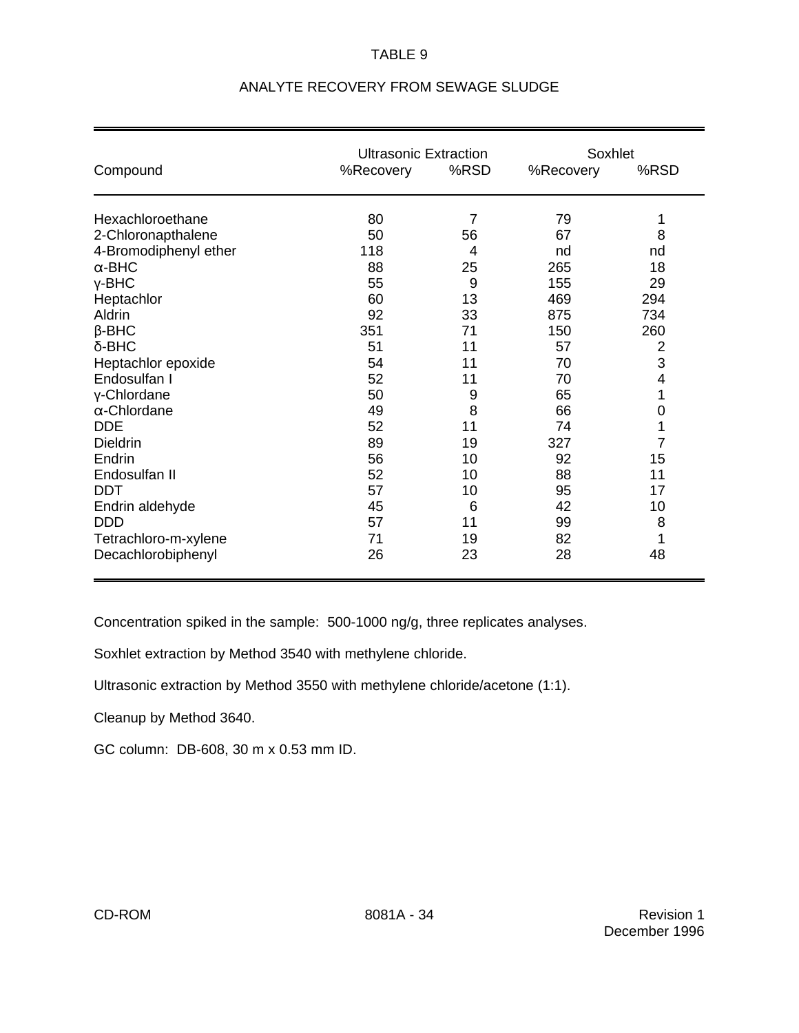# TABLE 9

## ANALYTE RECOVERY FROM SEWAGE SLUDGE

| Compound | Ultrasonic Extraction | | Soxhlet | |
|---|---|---|---|---|
| | %Recovery | %RSD | %Recovery | %RSD |
| Hexachloroethane | 80 | 7 | 79 | 1 |
| 2-Chloronapthalene | 50 | 56 | 67 | 8 |
| 4-Bromodiphenyl ether | 118 | 4 | nd | nd |
| α-BHC | 88 | 25 | 265 | 18 |
| γ-BHC | 55 | 9 | 155 | 29 |
| Heptachlor | 60 | 13 | 469 | 294 |
| Aldrin | 92 | 33 | 875 | 734 |
| β-BHC | 351 | 71 | 150 | 260 |
| δ-BHC | 51 | 11 | 57 | 2 |
| Heptachlor epoxide | 54 | 11 | 70 | 3 |
| Endosulfan I | 52 | 11 | 70 | 4 |
| γ-Chlordane | 50 | 9 | 65 | 1 |
| α-Chlordane | 49 | 8 | 66 | 0 |
| DDE | 52 | 11 | 74 | 1 |
| Dieldrin | 89 | 19 | 327 | 7 |
| Endrin | 56 | 10 | 92 | 15 |
| Endosulfan II | 52 | 10 | 88 | 11 |
| DDT | 57 | 10 | 95 | 17 |
| Endrin aldehyde | 45 | 6 | 42 | 10 |
| DDD | 57 | 11 | 99 | 8 |
| Tetrachloro-m-xylene | 71 | 19 | 82 | 1 |
| Decachlorobiphenyl | 26 | 23 | 28 | 48 |

Concentration spiked in the sample: 500-1000 ng/g, three replicates analyses.

Soxhlet extraction by Method 3540 with methylene chloride.

Ultrasonic extraction by Method 3550 with methylene chloride/acetone (1:1).

Cleanup by Method 3640.

GC column: DB-608, 30 m x 0.53 mm ID.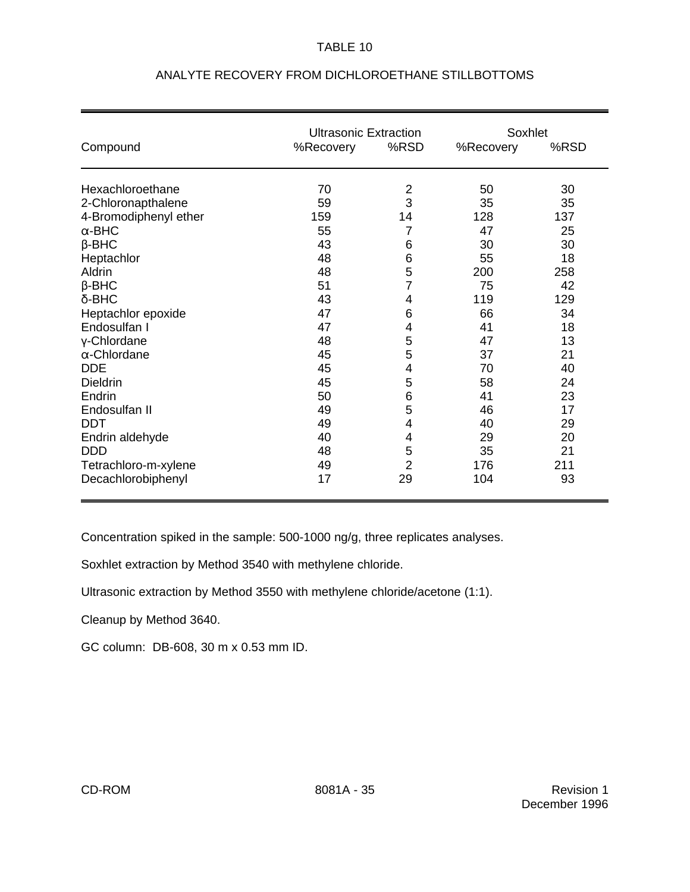TABLE 10

ANALYTE RECOVERY FROM DICHLOROETHANE STILLBOTTOMS

| Compound | Ultrasonic Extraction %Recovery | Ultrasonic Extraction %RSD | Soxhlet %Recovery | Soxhlet %RSD |
|---|---|---|---|---|
| Hexachloroethane | 70 | 2 | 50 | 30 |
| 2-Chloronapthalene | 59 | 3 | 35 | 35 |
| 4-Bromodiphenyl ether | 159 | 14 | 128 | 137 |
| α-BHC | 55 | 7 | 47 | 25 |
| β-BHC | 43 | 6 | 30 | 30 |
| Heptachlor | 48 | 6 | 55 | 18 |
| Aldrin | 48 | 5 | 200 | 258 |
| β-BHC | 51 | 7 | 75 | 42 |
| δ-BHC | 43 | 4 | 119 | 129 |
| Heptachlor epoxide | 47 | 6 | 66 | 34 |
| Endosulfan I | 47 | 4 | 41 | 18 |
| γ-Chlordane | 48 | 5 | 47 | 13 |
| α-Chlordane | 45 | 5 | 37 | 21 |
| DDE | 45 | 4 | 70 | 40 |
| Dieldrin | 45 | 5 | 58 | 24 |
| Endrin | 50 | 6 | 41 | 23 |
| Endosulfan II | 49 | 5 | 46 | 17 |
| DDT | 49 | 4 | 40 | 29 |
| Endrin aldehyde | 40 | 4 | 29 | 20 |
| DDD | 48 | 5 | 35 | 21 |
| Tetrachloro-m-xylene | 49 | 2 | 176 | 211 |
| Decachlorobiphenyl | 17 | 29 | 104 | 93 |

Concentration spiked in the sample: 500-1000 ng/g, three replicates analyses.

Soxhlet extraction by Method 3540 with methylene chloride.

Ultrasonic extraction by Method 3550 with methylene chloride/acetone (1:1).

Cleanup by Method 3640.

GC column: DB-608, 30 m x 0.53 mm ID.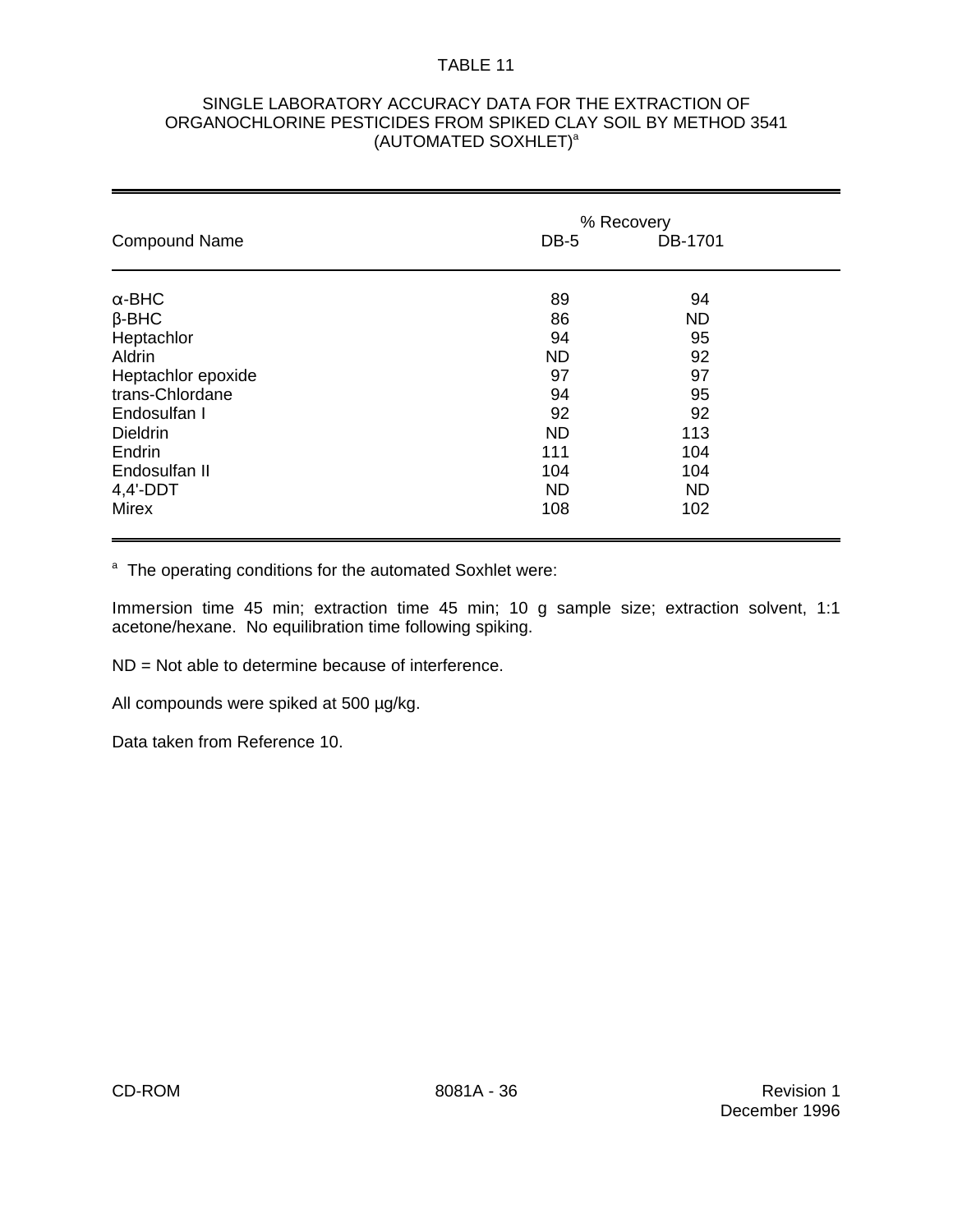# TABLE 11

## SINGLE LABORATORY ACCURACY DATA FOR THE EXTRACTION OF ORGANOCHLORINE PESTICIDES FROM SPIKED CLAY SOIL BY METHOD 3541 (AUTOMATED SOXHLET)[a]

| Compound Name | % Recovery | |
|---|---|---|
| | DB-5 | DB-1701 |
| α-BHC | 89 | 94 |
| β-BHC | 86 | ND |
| Heptachlor | 94 | 95 |
| Aldrin | ND | 92 |
| Heptachlor epoxide | 97 | 97 |
| trans-Chlordane | 94 | 95 |
| Endosulfan I | 92 | 92 |
| Dieldrin | ND | 113 |
| Endrin | 111 | 104 |
| Endosulfan II | 104 | 104 |
| 4,4'-DDT | ND | ND |
| Mirex | 108 | 102 |

[a] The operating conditions for the automated Soxhlet were:

Immersion time 45 min; extraction time 45 min; 10 g sample size; extraction solvent, 1:1 acetone/hexane. No equilibration time following spiking.

ND = Not able to determine because of interference.

All compounds were spiked at 500 µg/kg.

Data taken from Reference 10.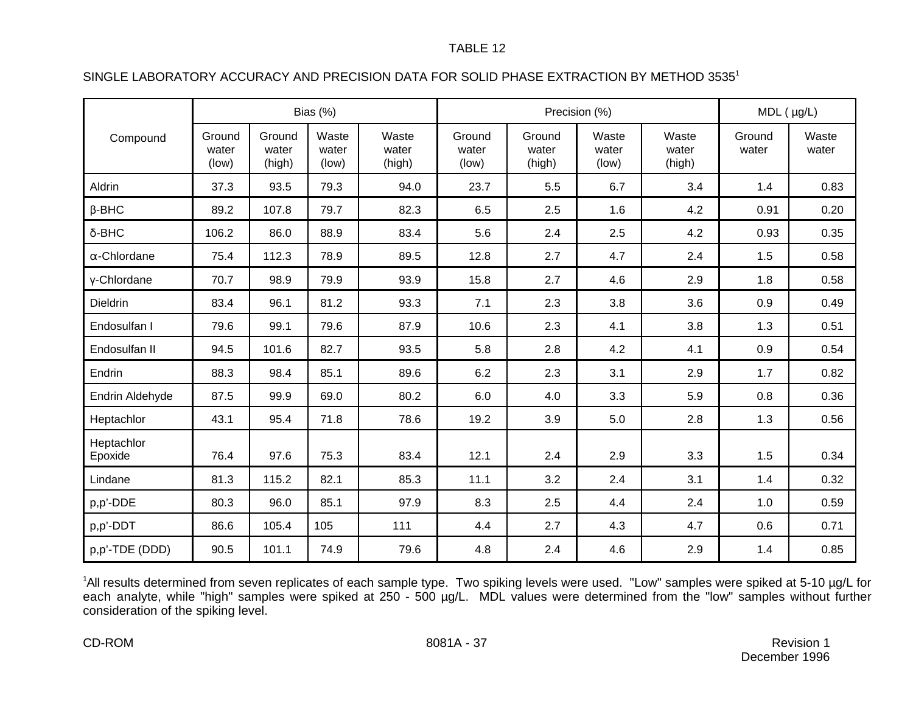TABLE 12

SINGLE LABORATORY ACCURACY AND PRECISION DATA FOR SOLID PHASE EXTRACTION BY METHOD 3535[1]

| Compound | Bias (%) | | | | Precision (%) | | | | MDL ( µg/L) | |
|---|---|---|---|---|---|---|---|---|---|---|
| | Ground water (low) | Ground water (high) | Waste water (low) | Waste water (high) | Ground water (low) | Ground water (high) | Waste water (low) | Waste water (high) | Ground water | Waste water |
| Aldrin | 37.3 | 93.5 | 79.3 | 94.0 | 23.7 | 5.5 | 6.7 | 3.4 | 1.4 | 0.83 |
| β-BHC | 89.2 | 107.8 | 79.7 | 82.3 | 6.5 | 2.5 | 1.6 | 4.2 | 0.91 | 0.20 |
| δ-BHC | 106.2 | 86.0 | 88.9 | 83.4 | 5.6 | 2.4 | 2.5 | 4.2 | 0.93 | 0.35 |
| α-Chlordane | 75.4 | 112.3 | 78.9 | 89.5 | 12.8 | 2.7 | 4.7 | 2.4 | 1.5 | 0.58 |
| γ-Chlordane | 70.7 | 98.9 | 79.9 | 93.9 | 15.8 | 2.7 | 4.6 | 2.9 | 1.8 | 0.58 |
| Dieldrin | 83.4 | 96.1 | 81.2 | 93.3 | 7.1 | 2.3 | 3.8 | 3.6 | 0.9 | 0.49 |
| Endosulfan I | 79.6 | 99.1 | 79.6 | 87.9 | 10.6 | 2.3 | 4.1 | 3.8 | 1.3 | 0.51 |
| Endosulfan II | 94.5 | 101.6 | 82.7 | 93.5 | 5.8 | 2.8 | 4.2 | 4.1 | 0.9 | 0.54 |
| Endrin | 88.3 | 98.4 | 85.1 | 89.6 | 6.2 | 2.3 | 3.1 | 2.9 | 1.7 | 0.82 |
| Endrin Aldehyde | 87.5 | 99.9 | 69.0 | 80.2 | 6.0 | 4.0 | 3.3 | 5.9 | 0.8 | 0.36 |
| Heptachlor | 43.1 | 95.4 | 71.8 | 78.6 | 19.2 | 3.9 | 5.0 | 2.8 | 1.3 | 0.56 |
| Heptachlor Epoxide | 76.4 | 97.6 | 75.3 | 83.4 | 12.1 | 2.4 | 2.9 | 3.3 | 1.5 | 0.34 |
| Lindane | 81.3 | 115.2 | 82.1 | 85.3 | 11.1 | 3.2 | 2.4 | 3.1 | 1.4 | 0.32 |
| p,p'-DDE | 80.3 | 96.0 | 85.1 | 97.9 | 8.3 | 2.5 | 4.4 | 2.4 | 1.0 | 0.59 |
| p,p'-DDT | 86.6 | 105.4 | 105 | 111 | 4.4 | 2.7 | 4.3 | 4.7 | 0.6 | 0.71 |
| p,p'-TDE (DDD) | 90.5 | 101.1 | 74.9 | 79.6 | 4.8 | 2.4 | 4.6 | 2.9 | 1.4 | 0.85 |

[1]All results determined from seven replicates of each sample type. Two spiking levels were used. "Low" samples were spiked at 5-10 µg/L for each analyte, while "high" samples were spiked at 250 - 500 µg/L. MDL values were determined from the "low" samples without further consideration of the spiking level.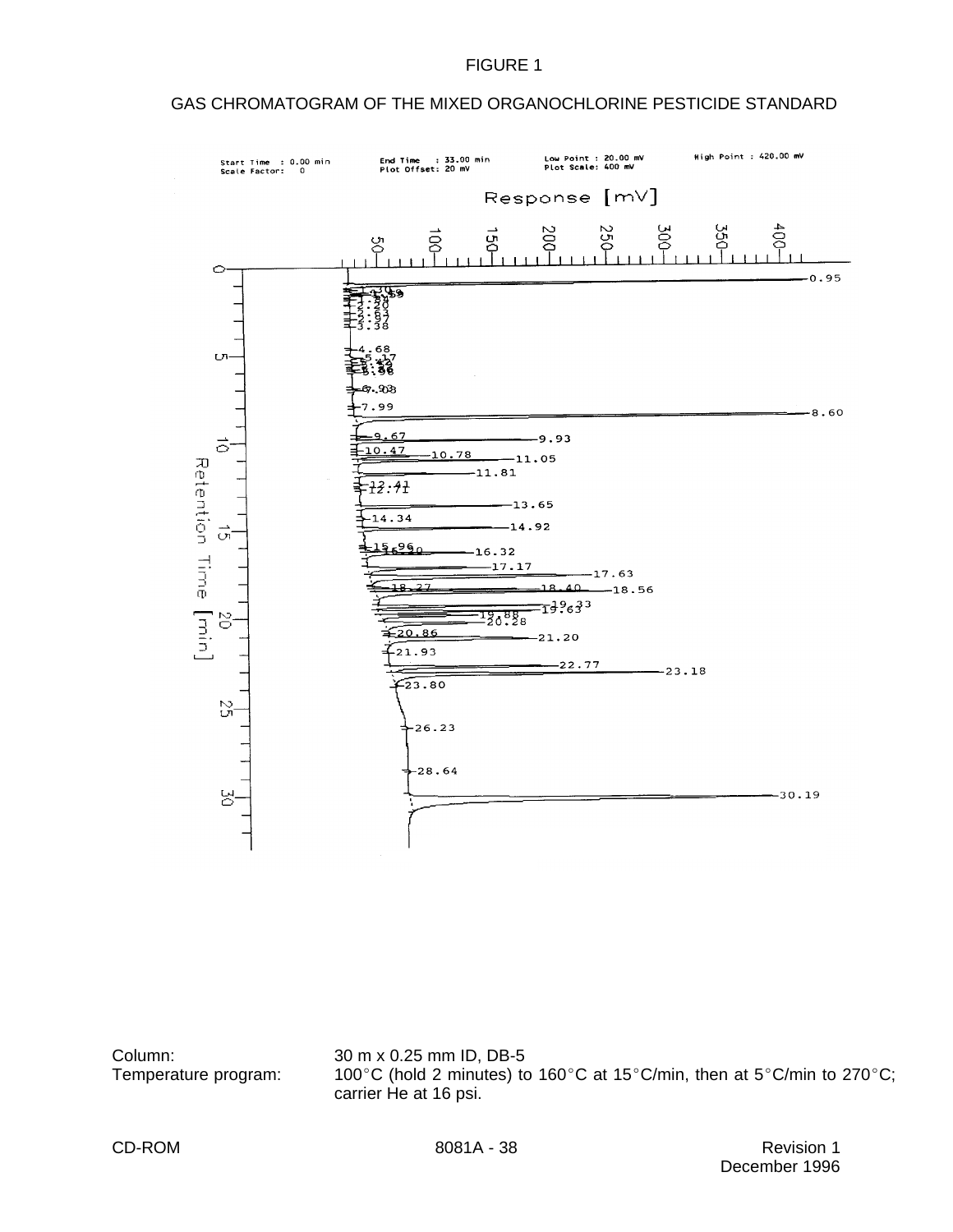FIGURE 1

GAS CHROMATOGRAM OF THE MIXED ORGANOCHLORINE PESTICIDE STANDARD

Column: 30 m x 0.25 mm ID, DB-5

Temperature program: 100°C (hold 2 minutes) to 160°C at 15°C/min, then at 5°C/min to 270°C; carrier He at 16 psi.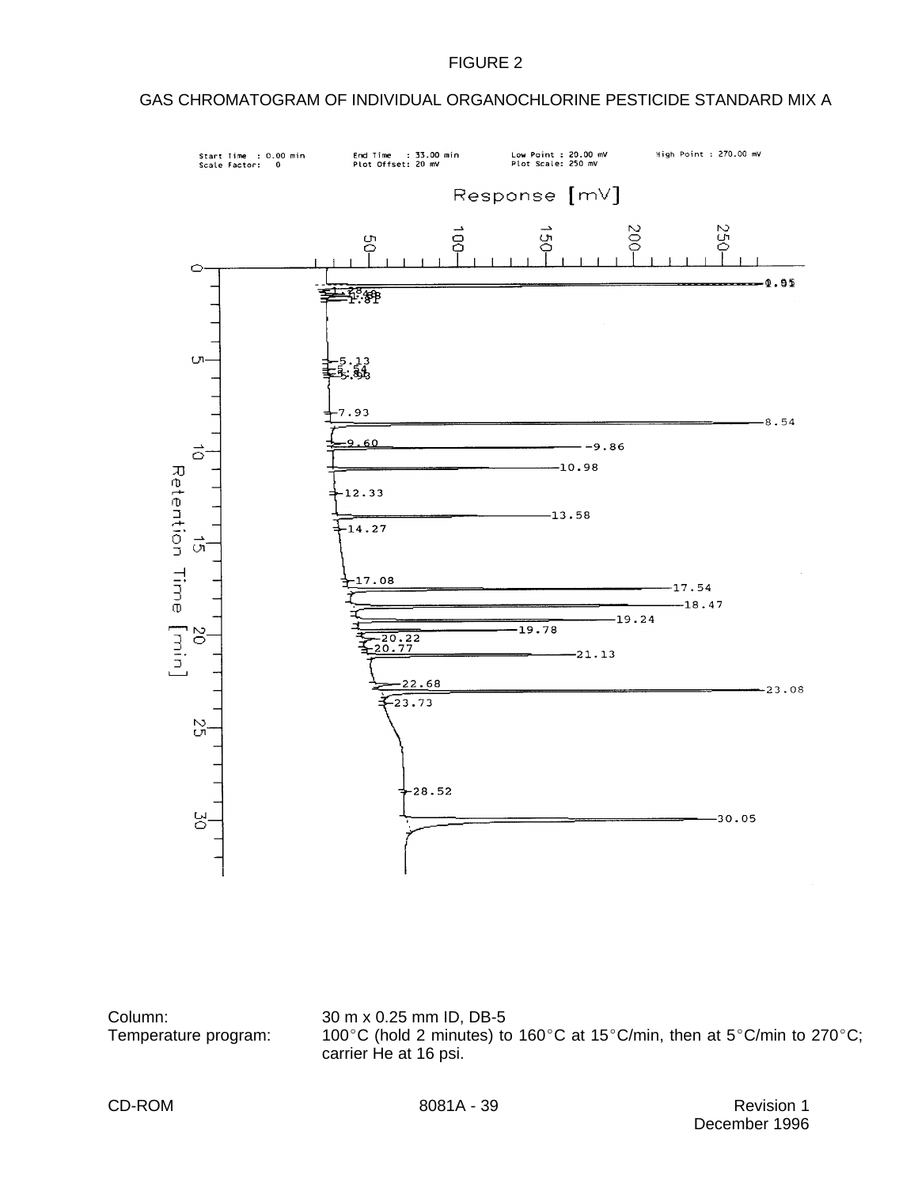FIGURE 2

GAS CHROMATOGRAM OF INDIVIDUAL ORGANOCHLORINE PESTICIDE STANDARD MIX A

Start Time : 0.00 min  End Time : 33.00 min  Low Point : 20.00 mV  High Point : 270.00 mV
Scale Factor: 0  Plot Offset: 20 mV  Plot Scale: 250 mV

Response [mV]

Retention Time [min]

Column: 30 m x 0.25 mm ID, DB-5

Temperature program: 100°C (hold 2 minutes) to 160°C at 15°C/min, then at 5°C/min to 270°C; carrier He at 16 psi.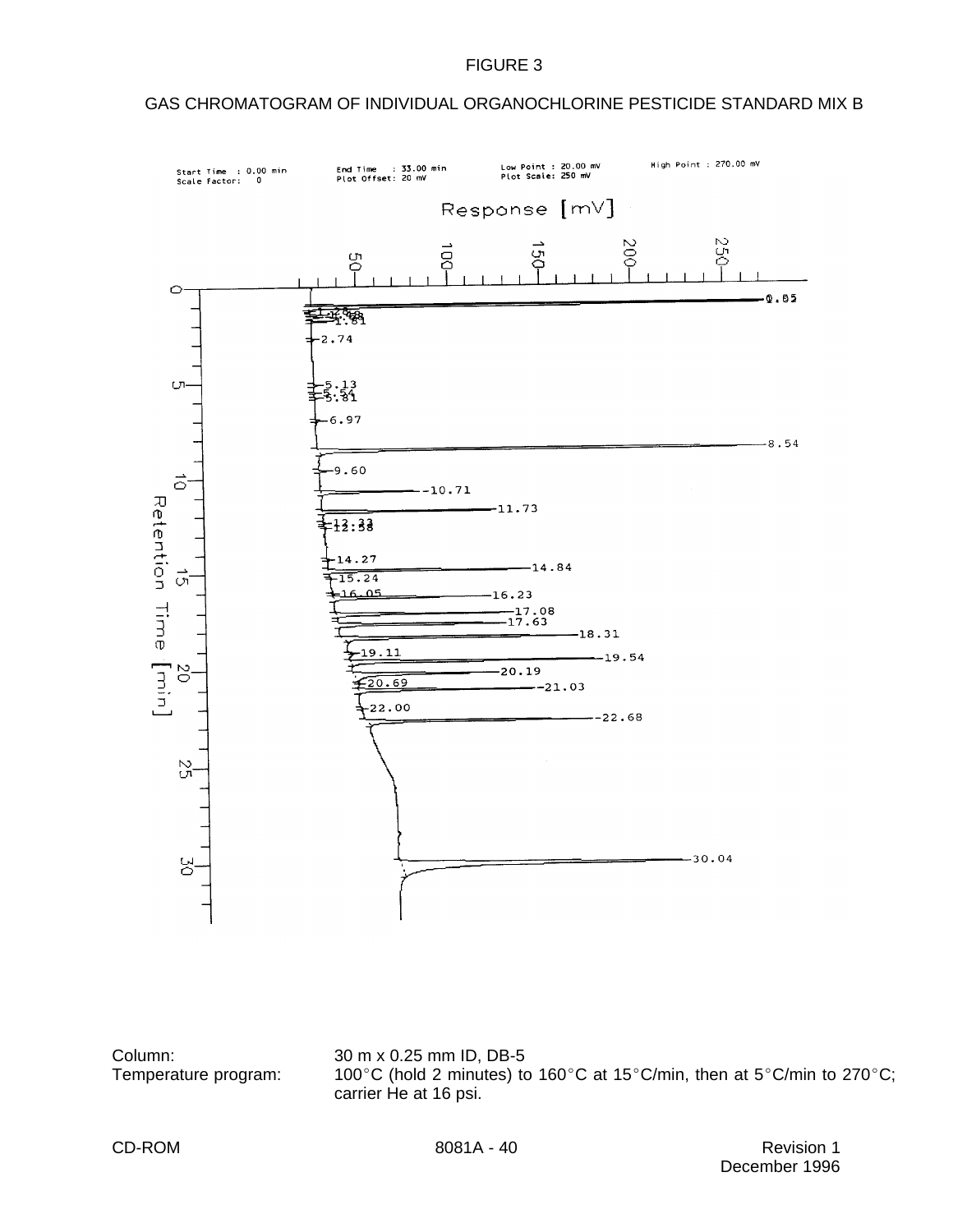FIGURE 3

GAS CHROMATOGRAM OF INDIVIDUAL ORGANOCHLORINE PESTICIDE STANDARD MIX B

Column: 30 m x 0.25 mm ID, DB-5

Temperature program: 100°C (hold 2 minutes) to 160°C at 15°C/min, then at 5°C/min to 270°C; carrier He at 16 psi.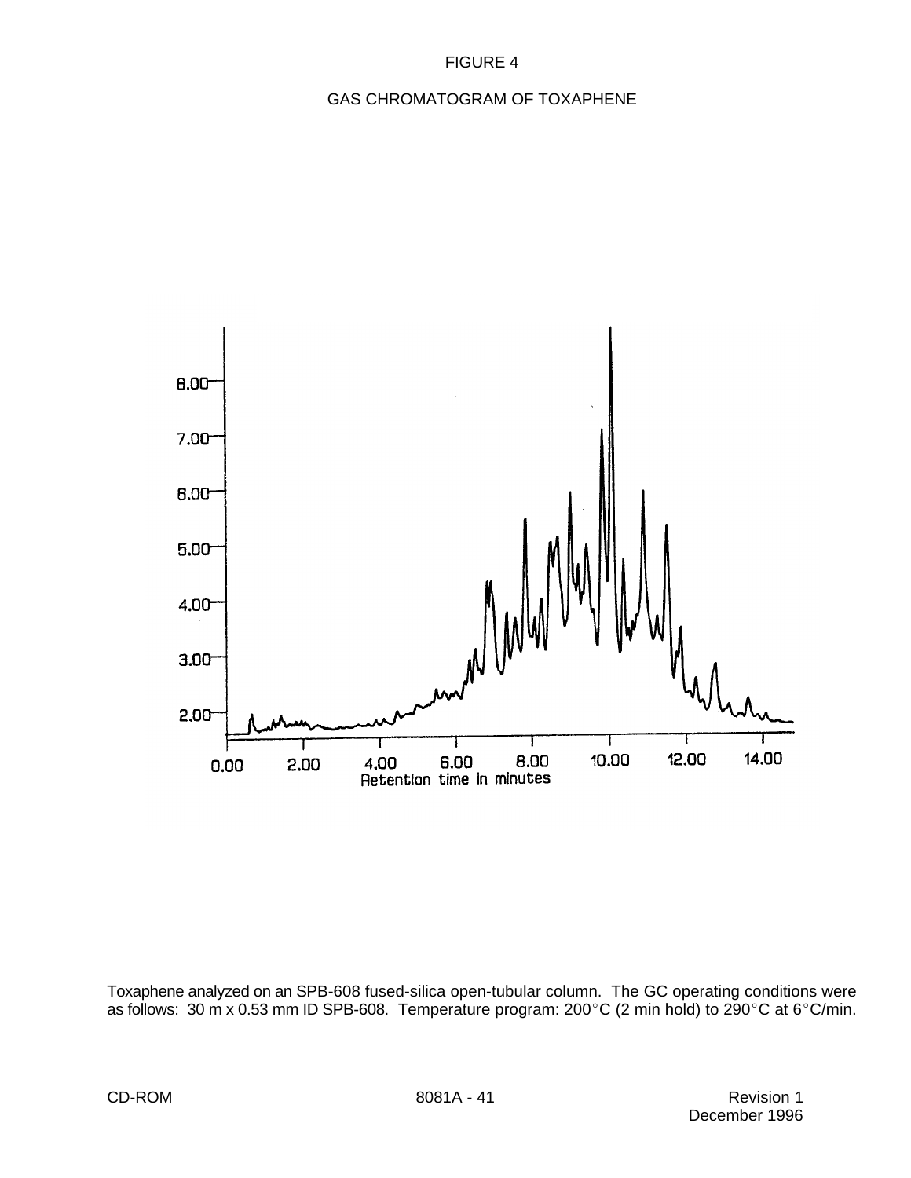FIGURE 4

GAS CHROMATOGRAM OF TOXAPHENE

Toxaphene analyzed on an SPB-608 fused-silica open-tubular column. The GC operating conditions were as follows: 30 m x 0.53 mm ID SPB-608. Temperature program: 200°C (2 min hold) to 290°C at 6°C/min.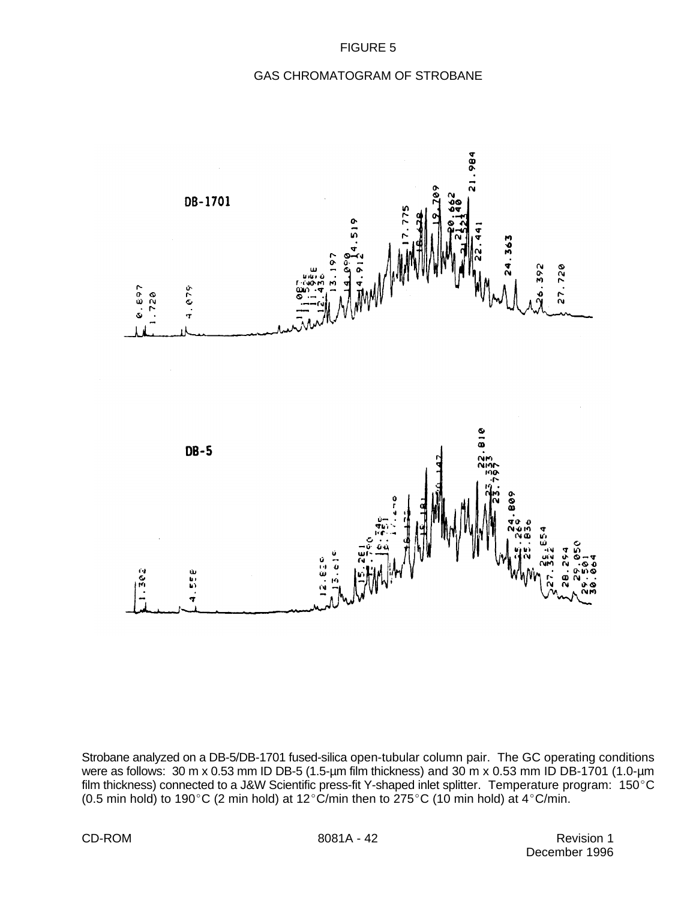FIGURE 5

GAS CHROMATOGRAM OF STROBANE

Strobane analyzed on a DB-5/DB-1701 fused-silica open-tubular column pair. The GC operating conditions were as follows: 30 m x 0.53 mm ID DB-5 (1.5-µm film thickness) and 30 m x 0.53 mm ID DB-1701 (1.0-µm film thickness) connected to a J&W Scientific press-fit Y-shaped inlet splitter. Temperature program: 150°C (0.5 min hold) to 190°C (2 min hold) at 12°C/min then to 275°C (10 min hold) at 4°C/min.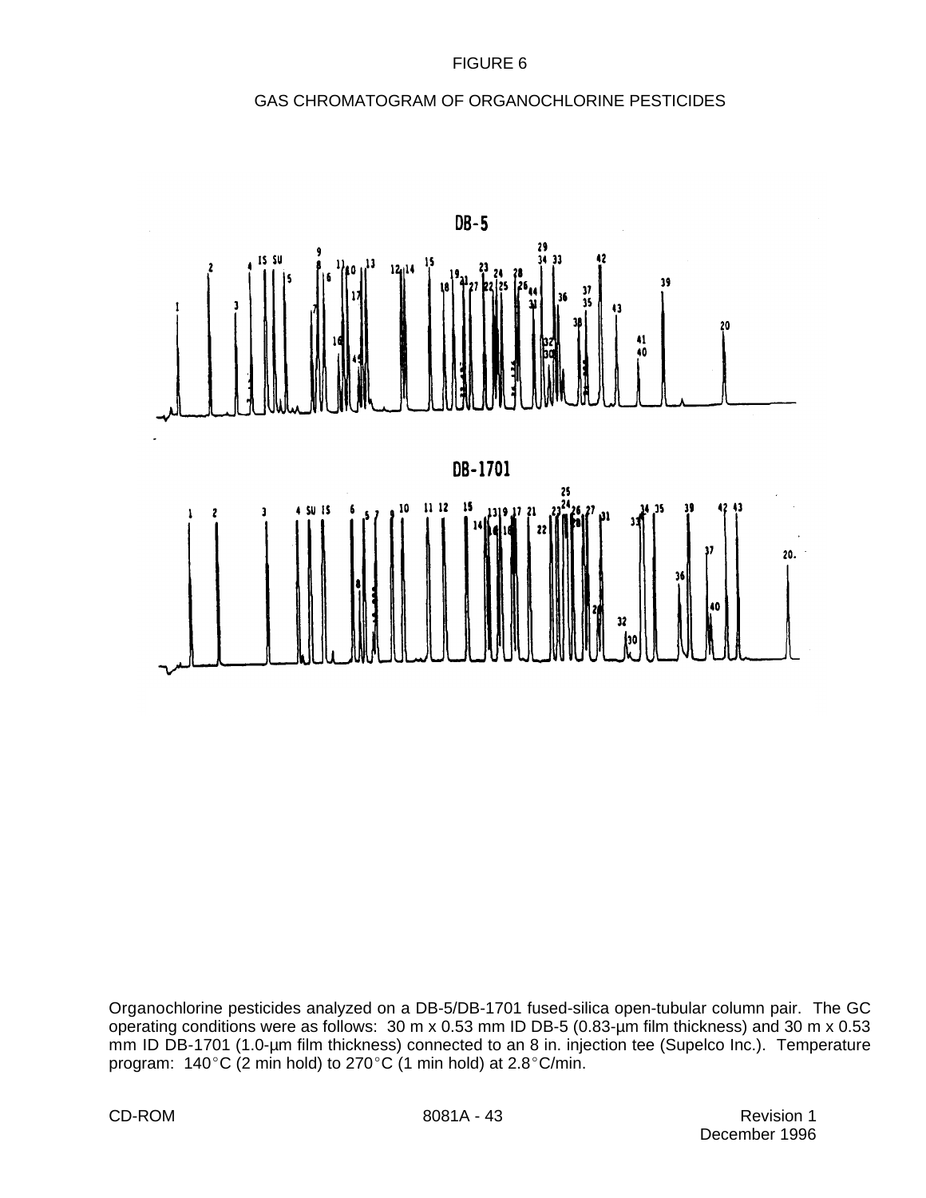FIGURE 6

GAS CHROMATOGRAM OF ORGANOCHLORINE PESTICIDES

Organochlorine pesticides analyzed on a DB-5/DB-1701 fused-silica open-tubular column pair. The GC operating conditions were as follows: 30 m x 0.53 mm ID DB-5 (0.83-µm film thickness) and 30 m x 0.53 mm ID DB-1701 (1.0-µm film thickness) connected to an 8 in. injection tee (Supelco Inc.). Temperature program: 140°C (2 min hold) to 270°C (1 min hold) at 2.8°C/min.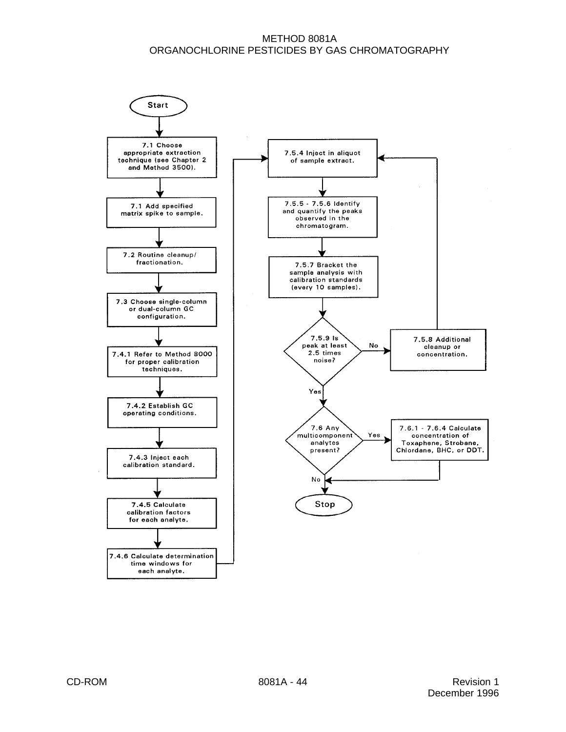# METHOD 8081A
## ORGANOCHLORINE PESTICIDES BY GAS CHROMATOGRAPHY

Start

7.1 Choose appropriate extraction technique (see Chapter 2 and Method 3500).

7.1 Add specified matrix spike to sample.

7.2 Routine cleanup/ fractionation.

7.3 Choose single-column or dual-column GC configuration.

7.4.1 Refer to Method 8000 for proper calibration techniques.

7.4.2 Establish GC operating conditions.

7.4.3 Inject each calibration standard.

7.4.5 Calculate calibration factors for each analyte.

7.4.6 Calculate determination time windows for each analyte.

7.5.4 Inject in aliquot of sample extract.

7.5.5 - 7.5.6 Identify and quantify the peaks observed in the chromatogram.

7.5.7 Bracket the sample analysis with calibration standards (every 10 samples).

7.5.9 Is peak at least 2.5 times noise?

No

7.5.8 Additional cleanup or concentration.

Yes

7.6 Any multicomponent analytes present?

Yes

7.6.1 - 7.6.4 Calculate concentration of Toxaphene, Strobane, Chlordane, BHC, or DDT.

No

Stop